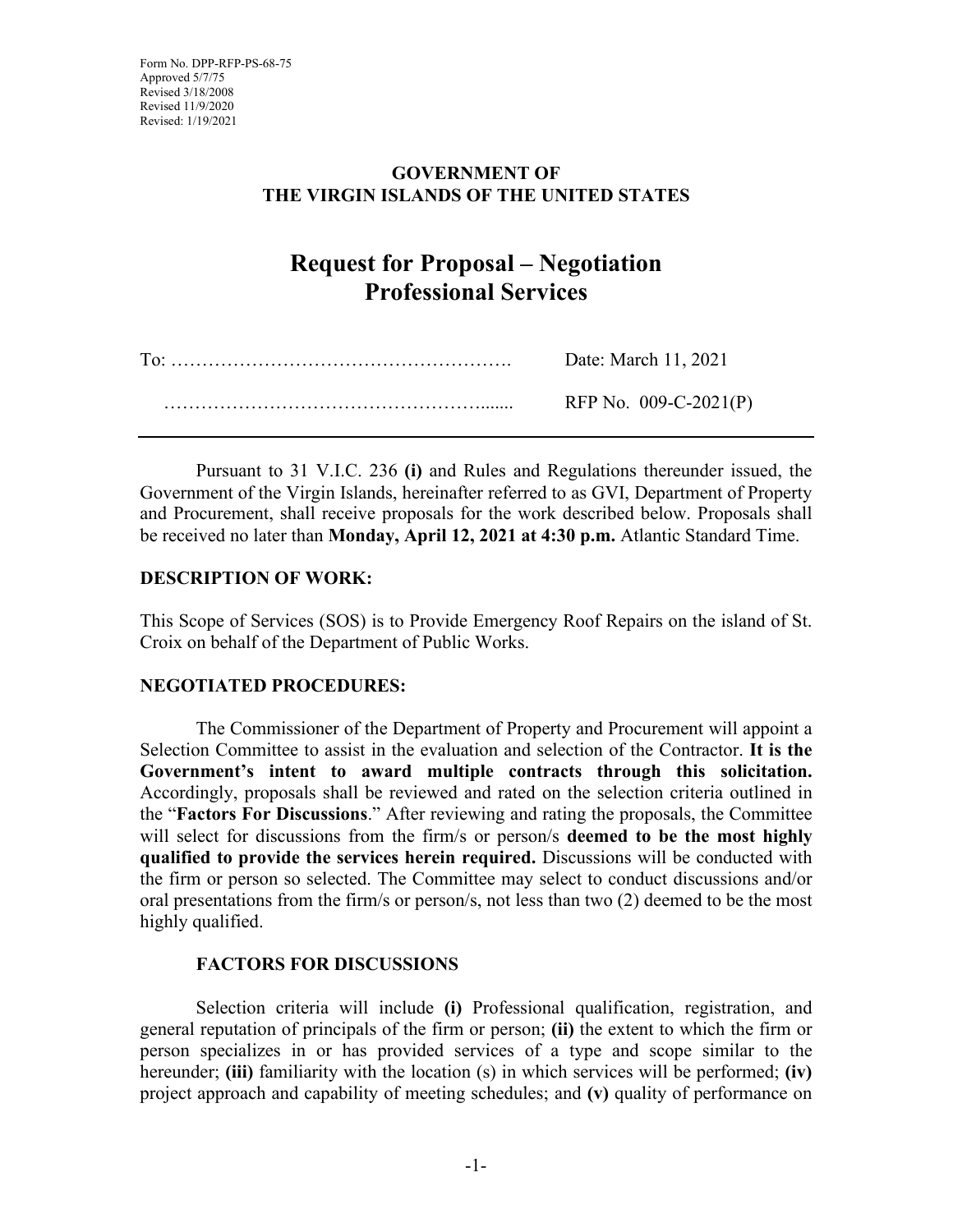Form No. DPP-RFP-PS-68-75
Approved 5/7/75
Revised 3/18/2008
Revised 11/9/2020
Revised: 1/19/2021

**GOVERNMENT OF**
**THE VIRGIN ISLANDS OF THE UNITED STATES**

# Request for Proposal – Negotiation Professional Services

To: ………………………………………………. Date: March 11, 2021

……………………………………………....... RFP No. 009-C-2021(P)

---

Pursuant to 31 V.I.C. 236 **(i)** and Rules and Regulations thereunder issued, the Government of the Virgin Islands, hereinafter referred to as GVI, Department of Property and Procurement, shall receive proposals for the work described below. Proposals shall be received no later than **Monday, April 12, 2021 at 4:30 p.m.** Atlantic Standard Time.

## DESCRIPTION OF WORK:

This Scope of Services (SOS) is to Provide Emergency Roof Repairs on the island of St. Croix on behalf of the Department of Public Works.

## NEGOTIATED PROCEDURES:

The Commissioner of the Department of Property and Procurement will appoint a Selection Committee to assist in the evaluation and selection of the Contractor. **It is the Government's intent to award multiple contracts through this solicitation.** Accordingly, proposals shall be reviewed and rated on the selection criteria outlined in the "**Factors For Discussions**." After reviewing and rating the proposals, the Committee will select for discussions from the firm/s or person/s **deemed to be the most highly qualified to provide the services herein required.** Discussions will be conducted with the firm or person so selected. The Committee may select to conduct discussions and/or oral presentations from the firm/s or person/s, not less than two (2) deemed to be the most highly qualified.

### FACTORS FOR DISCUSSIONS

Selection criteria will include **(i)** Professional qualification, registration, and general reputation of principals of the firm or person; **(ii)** the extent to which the firm or person specializes in or has provided services of a type and scope similar to the hereunder; **(iii)** familiarity with the location (s) in which services will be performed; **(iv)** project approach and capability of meeting schedules; and **(v)** quality of performance on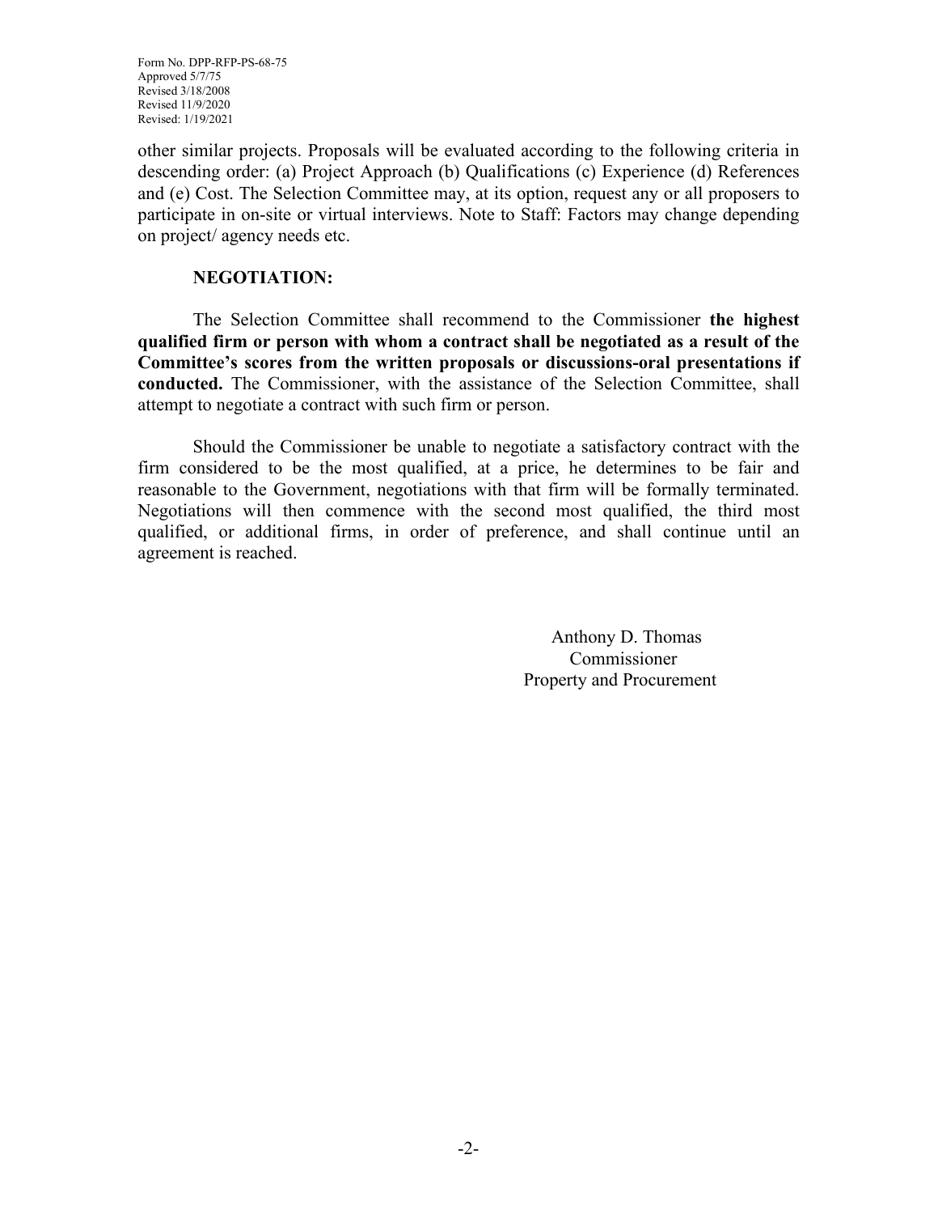other similar projects. Proposals will be evaluated according to the following criteria in descending order: (a) Project Approach (b) Qualifications (c) Experience (d) References and (e) Cost. The Selection Committee may, at its option, request any or all proposers to participate in on-site or virtual interviews. Note to Staff: Factors may change depending on project/ agency needs etc.

**NEGOTIATION:**

The Selection Committee shall recommend to the Commissioner **the highest qualified firm or person with whom a contract shall be negotiated as a result of the Committee's scores from the written proposals or discussions-oral presentations if conducted.** The Commissioner, with the assistance of the Selection Committee, shall attempt to negotiate a contract with such firm or person.

Should the Commissioner be unable to negotiate a satisfactory contract with the firm considered to be the most qualified, at a price, he determines to be fair and reasonable to the Government, negotiations with that firm will be formally terminated. Negotiations will then commence with the second most qualified, the third most qualified, or additional firms, in order of preference, and shall continue until an agreement is reached.

Anthony D. Thomas
Commissioner
Property and Procurement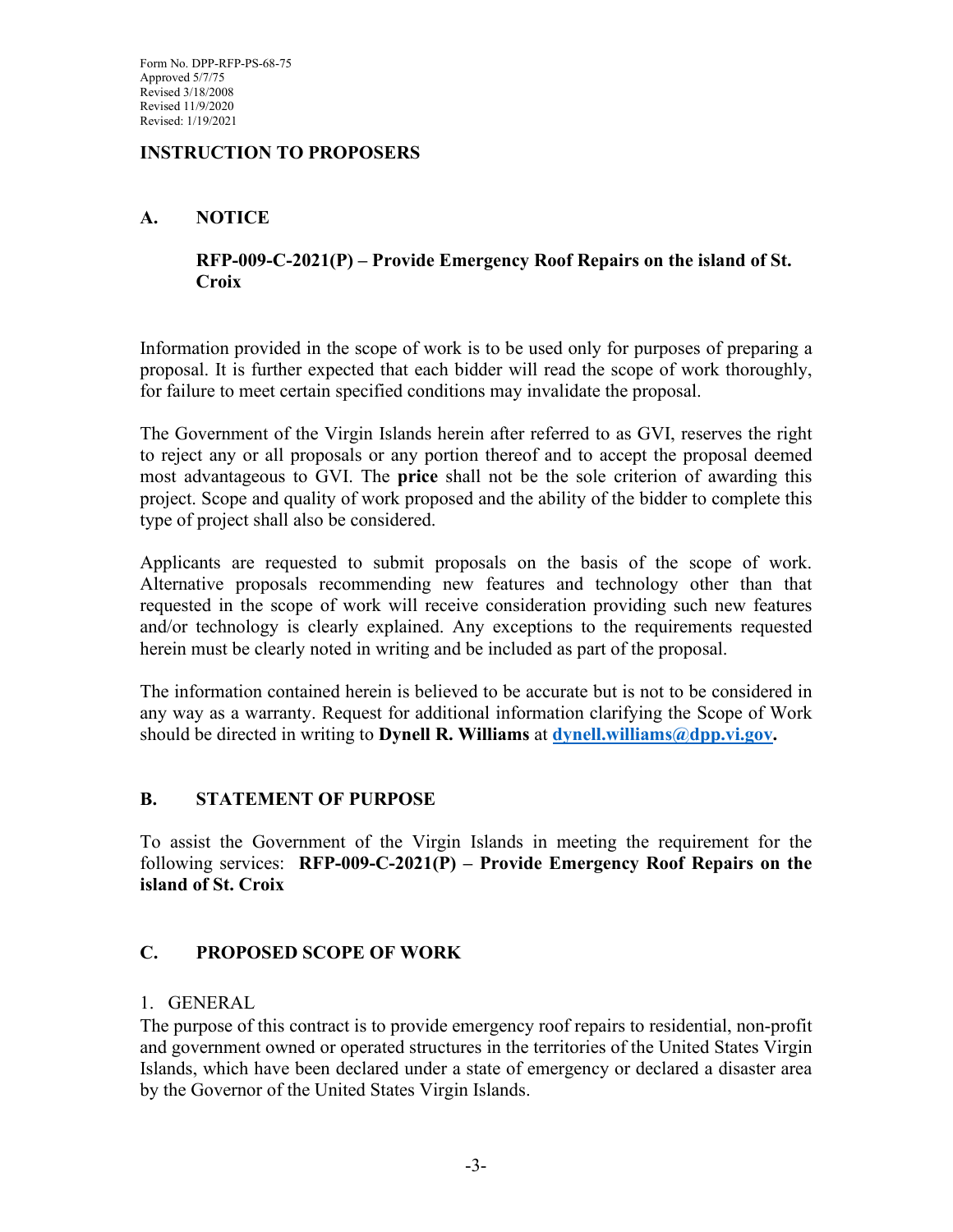Form No. DPP-RFP-PS-68-75
Approved 5/7/75
Revised 3/18/2008
Revised 11/9/2020
Revised: 1/19/2021

## INSTRUCTION TO PROPOSERS

### A. NOTICE

**RFP-009-C-2021(P) – Provide Emergency Roof Repairs on the island of St. Croix**

Information provided in the scope of work is to be used only for purposes of preparing a proposal. It is further expected that each bidder will read the scope of work thoroughly, for failure to meet certain specified conditions may invalidate the proposal.

The Government of the Virgin Islands herein after referred to as GVI, reserves the right to reject any or all proposals or any portion thereof and to accept the proposal deemed most advantageous to GVI. The **price** shall not be the sole criterion of awarding this project. Scope and quality of work proposed and the ability of the bidder to complete this type of project shall also be considered.

Applicants are requested to submit proposals on the basis of the scope of work. Alternative proposals recommending new features and technology other than that requested in the scope of work will receive consideration providing such new features and/or technology is clearly explained. Any exceptions to the requirements requested herein must be clearly noted in writing and be included as part of the proposal.

The information contained herein is believed to be accurate but is not to be considered in any way as a warranty. Request for additional information clarifying the Scope of Work should be directed in writing to **Dynell R. Williams** at **dynell.williams@dpp.vi.gov.**

### B. STATEMENT OF PURPOSE

To assist the Government of the Virgin Islands in meeting the requirement for the following services: **RFP-009-C-2021(P) – Provide Emergency Roof Repairs on the island of St. Croix**

### C. PROPOSED SCOPE OF WORK

1. GENERAL

The purpose of this contract is to provide emergency roof repairs to residential, non-profit and government owned or operated structures in the territories of the United States Virgin Islands, which have been declared under a state of emergency or declared a disaster area by the Governor of the United States Virgin Islands.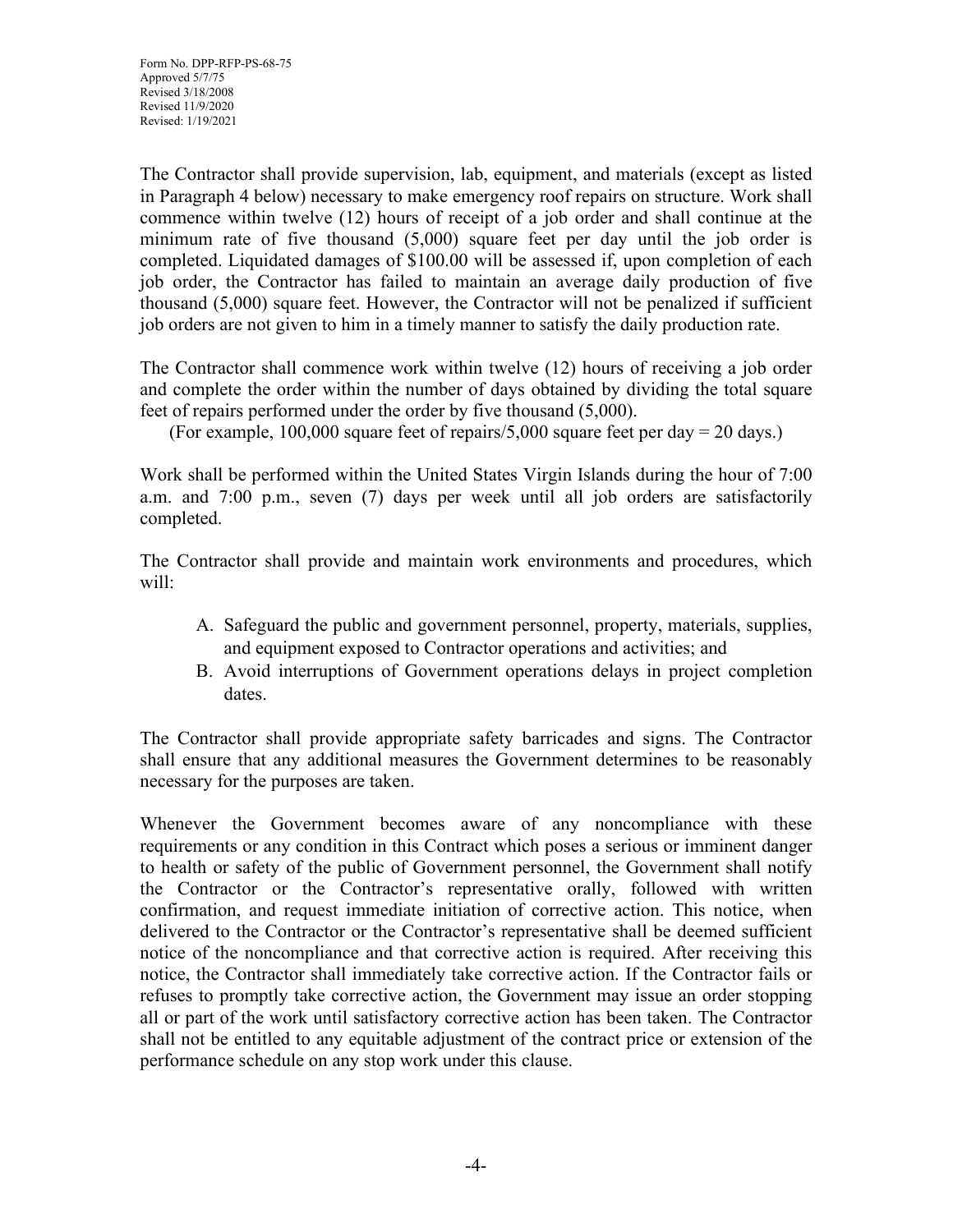Form No. DPP-RFP-PS-68-75
Approved 5/7/75
Revised 3/18/2008
Revised 11/9/2020
Revised: 1/19/2021

The Contractor shall provide supervision, lab, equipment, and materials (except as listed in Paragraph 4 below) necessary to make emergency roof repairs on structure. Work shall commence within twelve (12) hours of receipt of a job order and shall continue at the minimum rate of five thousand (5,000) square feet per day until the job order is completed. Liquidated damages of $100.00 will be assessed if, upon completion of each job order, the Contractor has failed to maintain an average daily production of five thousand (5,000) square feet. However, the Contractor will not be penalized if sufficient job orders are not given to him in a timely manner to satisfy the daily production rate.

The Contractor shall commence work within twelve (12) hours of receiving a job order and complete the order within the number of days obtained by dividing the total square feet of repairs performed under the order by five thousand (5,000).

(For example, 100,000 square feet of repairs/5,000 square feet per day = 20 days.)

Work shall be performed within the United States Virgin Islands during the hour of 7:00 a.m. and 7:00 p.m., seven (7) days per week until all job orders are satisfactorily completed.

The Contractor shall provide and maintain work environments and procedures, which will:

A. Safeguard the public and government personnel, property, materials, supplies, and equipment exposed to Contractor operations and activities; and
B. Avoid interruptions of Government operations delays in project completion dates.

The Contractor shall provide appropriate safety barricades and signs. The Contractor shall ensure that any additional measures the Government determines to be reasonably necessary for the purposes are taken.

Whenever the Government becomes aware of any noncompliance with these requirements or any condition in this Contract which poses a serious or imminent danger to health or safety of the public of Government personnel, the Government shall notify the Contractor or the Contractor's representative orally, followed with written confirmation, and request immediate initiation of corrective action. This notice, when delivered to the Contractor or the Contractor's representative shall be deemed sufficient notice of the noncompliance and that corrective action is required. After receiving this notice, the Contractor shall immediately take corrective action. If the Contractor fails or refuses to promptly take corrective action, the Government may issue an order stopping all or part of the work until satisfactory corrective action has been taken. The Contractor shall not be entitled to any equitable adjustment of the contract price or extension of the performance schedule on any stop work under this clause.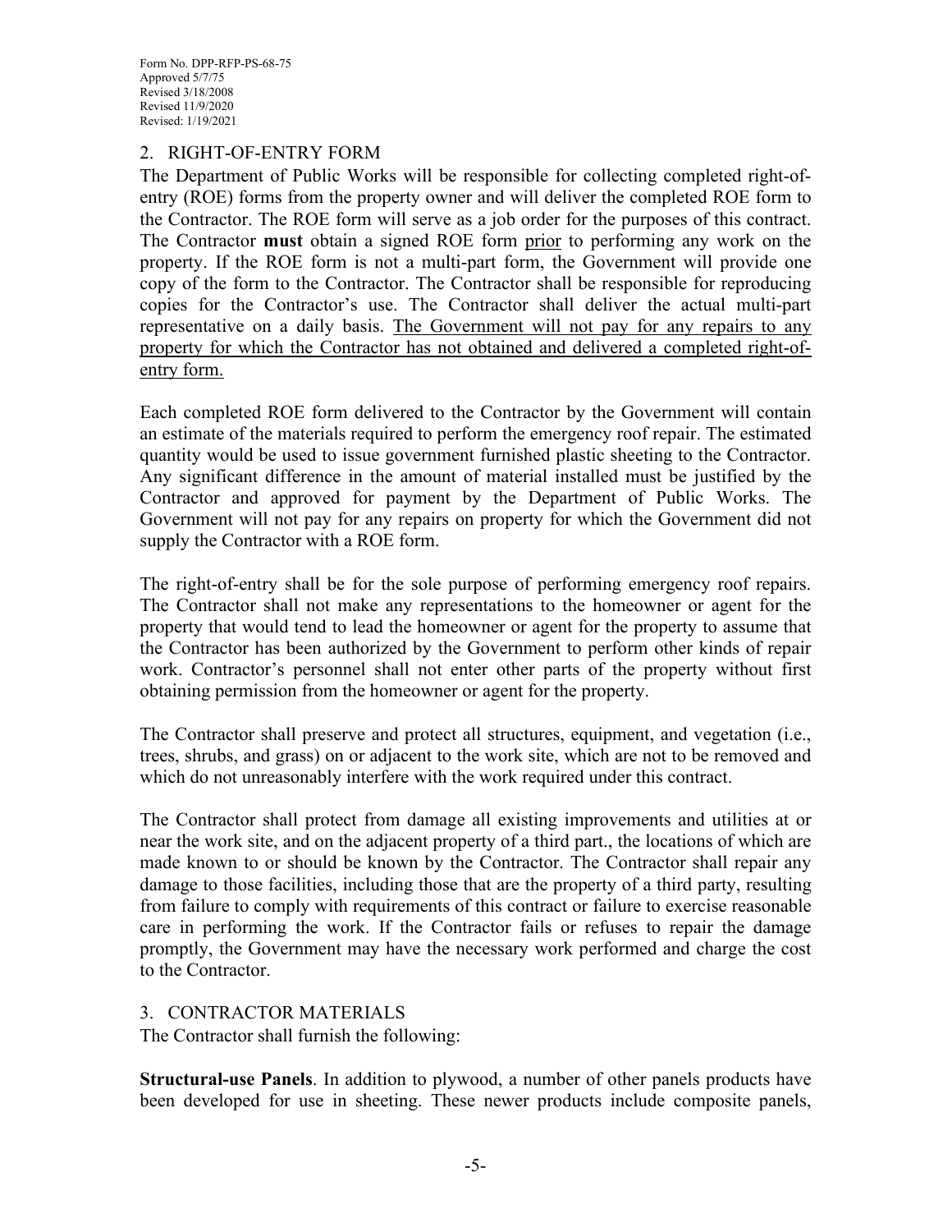## 2. RIGHT-OF-ENTRY FORM

The Department of Public Works will be responsible for collecting completed right-of-entry (ROE) forms from the property owner and will deliver the completed ROE form to the Contractor. The ROE form will serve as a job order for the purposes of this contract. The Contractor **must** obtain a signed ROE form prior to performing any work on the property. If the ROE form is not a multi-part form, the Government will provide one copy of the form to the Contractor. The Contractor shall be responsible for reproducing copies for the Contractor's use. The Contractor shall deliver the actual multi-part representative on a daily basis. The Government will not pay for any repairs to any property for which the Contractor has not obtained and delivered a completed right-of-entry form.

Each completed ROE form delivered to the Contractor by the Government will contain an estimate of the materials required to perform the emergency roof repair. The estimated quantity would be used to issue government furnished plastic sheeting to the Contractor. Any significant difference in the amount of material installed must be justified by the Contractor and approved for payment by the Department of Public Works. The Government will not pay for any repairs on property for which the Government did not supply the Contractor with a ROE form.

The right-of-entry shall be for the sole purpose of performing emergency roof repairs. The Contractor shall not make any representations to the homeowner or agent for the property that would tend to lead the homeowner or agent for the property to assume that the Contractor has been authorized by the Government to perform other kinds of repair work. Contractor's personnel shall not enter other parts of the property without first obtaining permission from the homeowner or agent for the property.

The Contractor shall preserve and protect all structures, equipment, and vegetation (i.e., trees, shrubs, and grass) on or adjacent to the work site, which are not to be removed and which do not unreasonably interfere with the work required under this contract.

The Contractor shall protect from damage all existing improvements and utilities at or near the work site, and on the adjacent property of a third part., the locations of which are made known to or should be known by the Contractor. The Contractor shall repair any damage to those facilities, including those that are the property of a third party, resulting from failure to comply with requirements of this contract or failure to exercise reasonable care in performing the work. If the Contractor fails or refuses to repair the damage promptly, the Government may have the necessary work performed and charge the cost to the Contractor.

## 3. CONTRACTOR MATERIALS

The Contractor shall furnish the following:

**Structural-use Panels**. In addition to plywood, a number of other panels products have been developed for use in sheeting. These newer products include composite panels,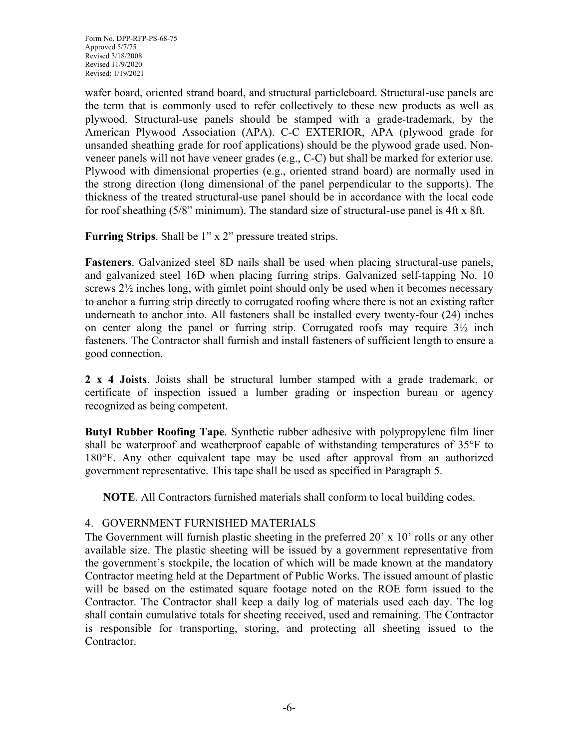wafer board, oriented strand board, and structural particleboard. Structural-use panels are the term that is commonly used to refer collectively to these new products as well as plywood. Structural-use panels should be stamped with a grade-trademark, by the American Plywood Association (APA). C-C EXTERIOR, APA (plywood grade for unsanded sheathing grade for roof applications) should be the plywood grade used. Non-veneer panels will not have veneer grades (e.g., C-C) but shall be marked for exterior use. Plywood with dimensional properties (e.g., oriented strand board) are normally used in the strong direction (long dimensional of the panel perpendicular to the supports). The thickness of the treated structural-use panel should be in accordance with the local code for roof sheathing (5/8" minimum). The standard size of structural-use panel is 4ft x 8ft.

**Furring Strips**. Shall be 1" x 2" pressure treated strips.

**Fasteners**. Galvanized steel 8D nails shall be used when placing structural-use panels, and galvanized steel 16D when placing furring strips. Galvanized self-tapping No. 10 screws 2½ inches long, with gimlet point should only be used when it becomes necessary to anchor a furring strip directly to corrugated roofing where there is not an existing rafter underneath to anchor into. All fasteners shall be installed every twenty-four (24) inches on center along the panel or furring strip. Corrugated roofs may require 3½ inch fasteners. The Contractor shall furnish and install fasteners of sufficient length to ensure a good connection.

**2 x 4 Joists**. Joists shall be structural lumber stamped with a grade trademark, or certificate of inspection issued a lumber grading or inspection bureau or agency recognized as being competent.

**Butyl Rubber Roofing Tape**. Synthetic rubber adhesive with polypropylene film liner shall be waterproof and weatherproof capable of withstanding temperatures of 35°F to 180°F. Any other equivalent tape may be used after approval from an authorized government representative. This tape shall be used as specified in Paragraph 5.

**NOTE**. All Contractors furnished materials shall conform to local building codes.

## 4. GOVERNMENT FURNISHED MATERIALS

The Government will furnish plastic sheeting in the preferred 20' x 10' rolls or any other available size. The plastic sheeting will be issued by a government representative from the government's stockpile, the location of which will be made known at the mandatory Contractor meeting held at the Department of Public Works. The issued amount of plastic will be based on the estimated square footage noted on the ROE form issued to the Contractor. The Contractor shall keep a daily log of materials used each day. The log shall contain cumulative totals for sheeting received, used and remaining. The Contractor is responsible for transporting, storing, and protecting all sheeting issued to the Contractor.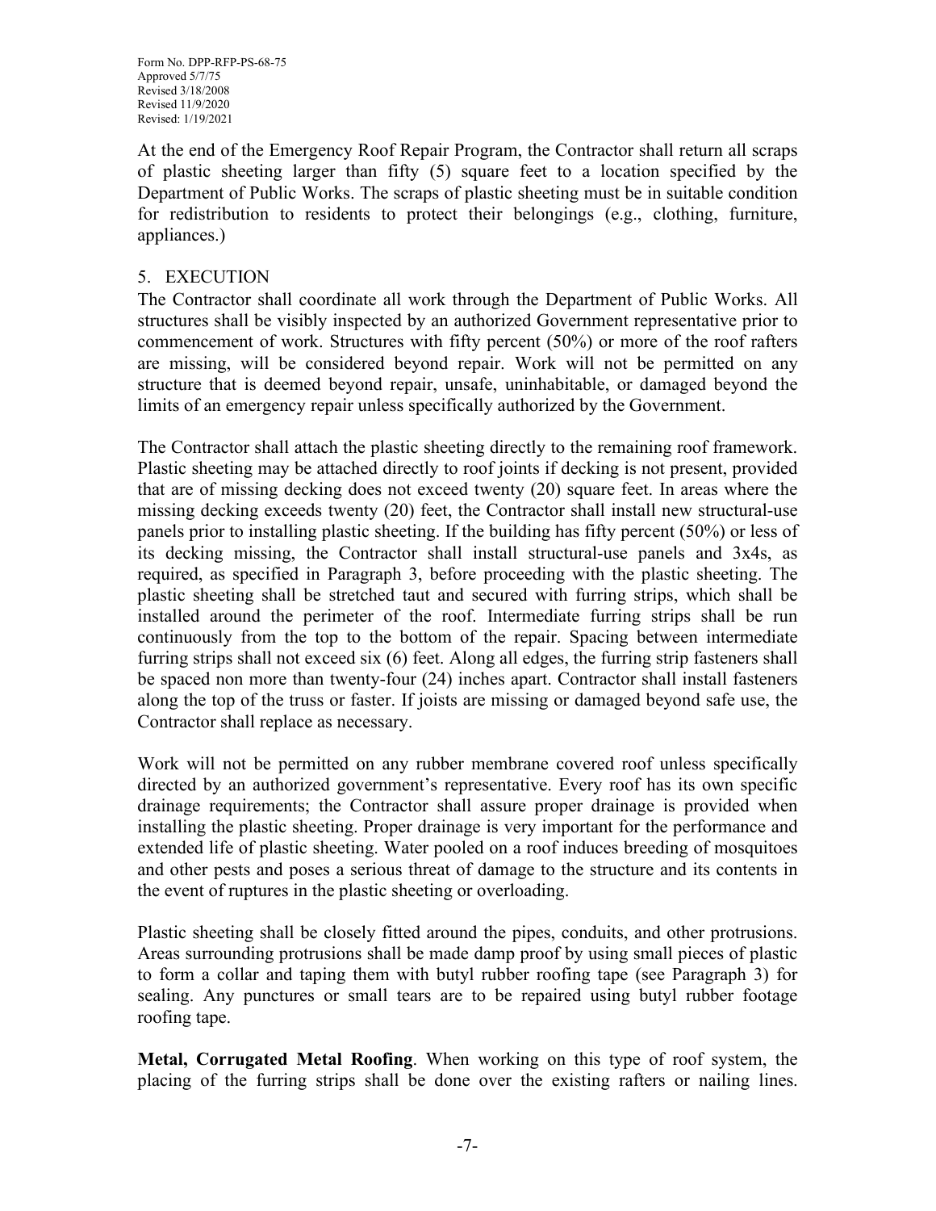At the end of the Emergency Roof Repair Program, the Contractor shall return all scraps of plastic sheeting larger than fifty (5) square feet to a location specified by the Department of Public Works. The scraps of plastic sheeting must be in suitable condition for redistribution to residents to protect their belongings (e.g., clothing, furniture, appliances.)

## 5. EXECUTION

The Contractor shall coordinate all work through the Department of Public Works. All structures shall be visibly inspected by an authorized Government representative prior to commencement of work. Structures with fifty percent (50%) or more of the roof rafters are missing, will be considered beyond repair. Work will not be permitted on any structure that is deemed beyond repair, unsafe, uninhabitable, or damaged beyond the limits of an emergency repair unless specifically authorized by the Government.

The Contractor shall attach the plastic sheeting directly to the remaining roof framework. Plastic sheeting may be attached directly to roof joints if decking is not present, provided that are of missing decking does not exceed twenty (20) square feet. In areas where the missing decking exceeds twenty (20) feet, the Contractor shall install new structural-use panels prior to installing plastic sheeting. If the building has fifty percent (50%) or less of its decking missing, the Contractor shall install structural-use panels and 3x4s, as required, as specified in Paragraph 3, before proceeding with the plastic sheeting. The plastic sheeting shall be stretched taut and secured with furring strips, which shall be installed around the perimeter of the roof. Intermediate furring strips shall be run continuously from the top to the bottom of the repair. Spacing between intermediate furring strips shall not exceed six (6) feet. Along all edges, the furring strip fasteners shall be spaced non more than twenty-four (24) inches apart. Contractor shall install fasteners along the top of the truss or faster. If joists are missing or damaged beyond safe use, the Contractor shall replace as necessary.

Work will not be permitted on any rubber membrane covered roof unless specifically directed by an authorized government's representative. Every roof has its own specific drainage requirements; the Contractor shall assure proper drainage is provided when installing the plastic sheeting. Proper drainage is very important for the performance and extended life of plastic sheeting. Water pooled on a roof induces breeding of mosquitoes and other pests and poses a serious threat of damage to the structure and its contents in the event of ruptures in the plastic sheeting or overloading.

Plastic sheeting shall be closely fitted around the pipes, conduits, and other protrusions. Areas surrounding protrusions shall be made damp proof by using small pieces of plastic to form a collar and taping them with butyl rubber roofing tape (see Paragraph 3) for sealing. Any punctures or small tears are to be repaired using butyl rubber footage roofing tape.

**Metal, Corrugated Metal Roofing**. When working on this type of roof system, the placing of the furring strips shall be done over the existing rafters or nailing lines.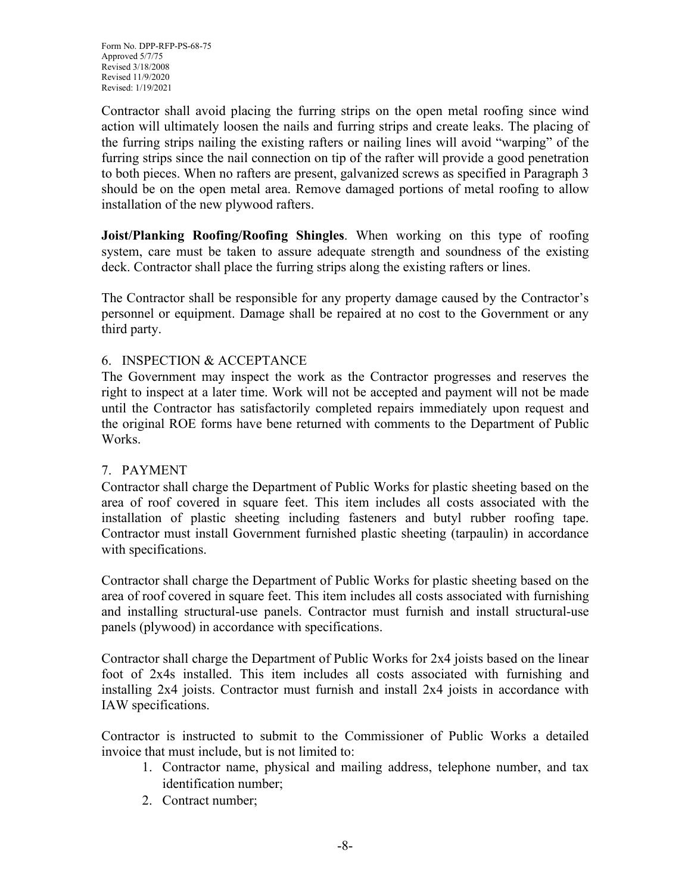Form No. DPP-RFP-PS-68-75
Approved 5/7/75
Revised 3/18/2008
Revised 11/9/2020
Revised: 1/19/2021

Contractor shall avoid placing the furring strips on the open metal roofing since wind action will ultimately loosen the nails and furring strips and create leaks. The placing of the furring strips nailing the existing rafters or nailing lines will avoid "warping" of the furring strips since the nail connection on tip of the rafter will provide a good penetration to both pieces. When no rafters are present, galvanized screws as specified in Paragraph 3 should be on the open metal area. Remove damaged portions of metal roofing to allow installation of the new plywood rafters.

**Joist/Planking Roofing/Roofing Shingles**. When working on this type of roofing system, care must be taken to assure adequate strength and soundness of the existing deck. Contractor shall place the furring strips along the existing rafters or lines.

The Contractor shall be responsible for any property damage caused by the Contractor's personnel or equipment. Damage shall be repaired at no cost to the Government or any third party.

## 6. INSPECTION & ACCEPTANCE

The Government may inspect the work as the Contractor progresses and reserves the right to inspect at a later time. Work will not be accepted and payment will not be made until the Contractor has satisfactorily completed repairs immediately upon request and the original ROE forms have bene returned with comments to the Department of Public Works.

## 7. PAYMENT

Contractor shall charge the Department of Public Works for plastic sheeting based on the area of roof covered in square feet. This item includes all costs associated with the installation of plastic sheeting including fasteners and butyl rubber roofing tape. Contractor must install Government furnished plastic sheeting (tarpaulin) in accordance with specifications.

Contractor shall charge the Department of Public Works for plastic sheeting based on the area of roof covered in square feet. This item includes all costs associated with furnishing and installing structural-use panels. Contractor must furnish and install structural-use panels (plywood) in accordance with specifications.

Contractor shall charge the Department of Public Works for 2x4 joists based on the linear foot of 2x4s installed. This item includes all costs associated with furnishing and installing 2x4 joists. Contractor must furnish and install 2x4 joists in accordance with IAW specifications.

Contractor is instructed to submit to the Commissioner of Public Works a detailed invoice that must include, but is not limited to:

1. Contractor name, physical and mailing address, telephone number, and tax identification number;
2. Contract number;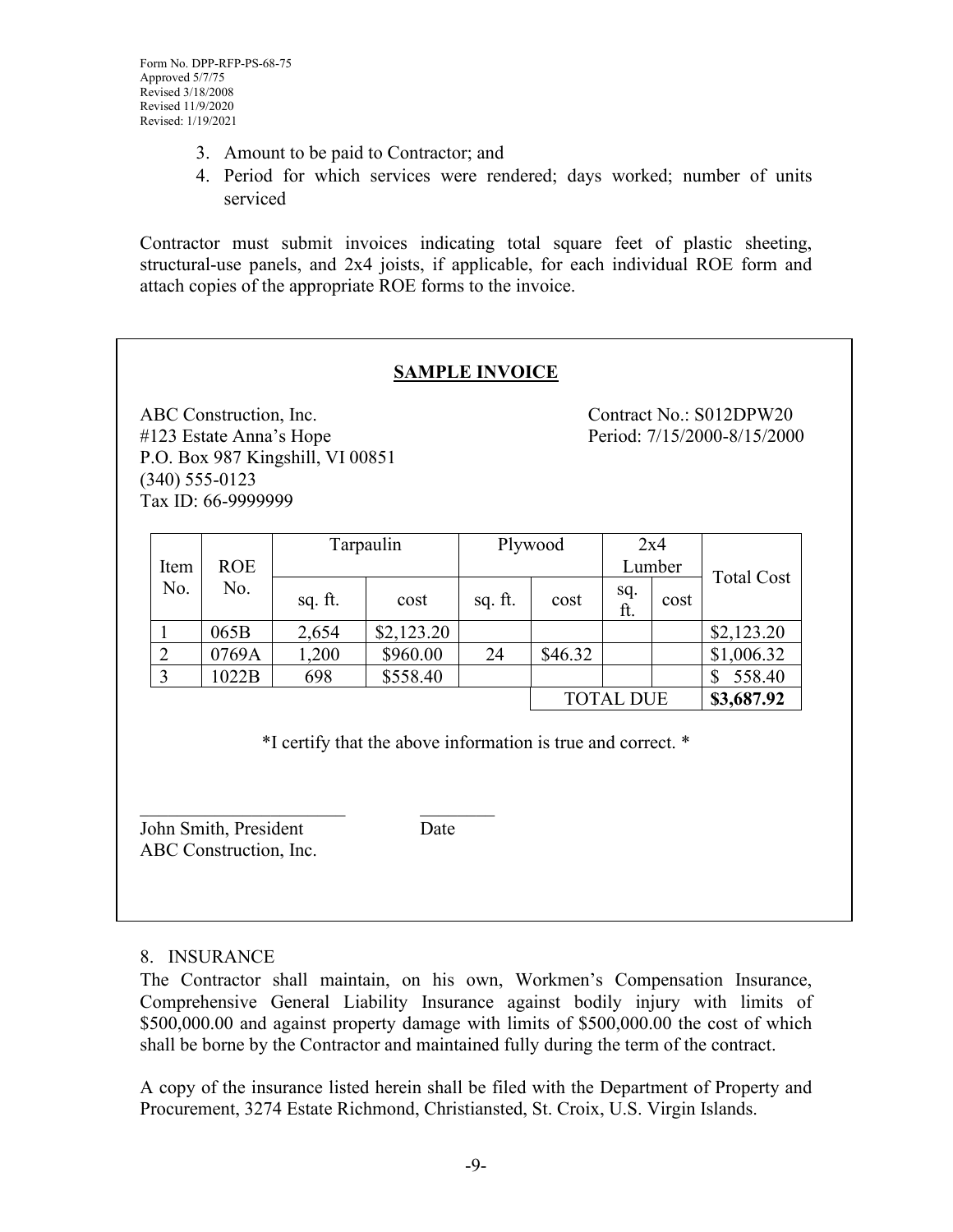Form No. DPP-RFP-PS-68-75
Approved 5/7/75
Revised 3/18/2008
Revised 11/9/2020
Revised: 1/19/2021

3. Amount to be paid to Contractor; and
4. Period for which services were rendered; days worked; number of units serviced

Contractor must submit invoices indicating total square feet of plastic sheeting, structural-use panels, and 2x4 joists, if applicable, for each individual ROE form and attach copies of the appropriate ROE forms to the invoice.

**SAMPLE INVOICE**

ABC Construction, Inc.
#123 Estate Anna's Hope
P.O. Box 987 Kingshill, VI 00851
(340) 555-0123
Tax ID: 66-9999999

Contract No.: S012DPW20
Period: 7/15/2000-8/15/2000

| Item No. | ROE No. | Tarpaulin | | Plywood | | 2x4 Lumber | | Total Cost |
|---|---|---|---|---|---|---|---|---|
| | | sq. ft. | cost | sq. ft. | cost | sq. ft. | cost | |
| 1 | 065B | 2,654 | $2,123.20 | | | | | $2,123.20 |
| 2 | 0769A | 1,200 | $960.00 | 24 | $46.32 | | | $1,006.32 |
| 3 | 1022B | 698 | $558.40 | | | | | $ 558.40 |
| | | | | | TOTAL DUE | | | **$3,687.92** |

*I certify that the above information is true and correct. *

_______________________ ________
John Smith, President Date
ABC Construction, Inc.

8. INSURANCE

The Contractor shall maintain, on his own, Workmen's Compensation Insurance, Comprehensive General Liability Insurance against bodily injury with limits of $500,000.00 and against property damage with limits of $500,000.00 the cost of which shall be borne by the Contractor and maintained fully during the term of the contract.

A copy of the insurance listed herein shall be filed with the Department of Property and Procurement, 3274 Estate Richmond, Christiansted, St. Croix, U.S. Virgin Islands.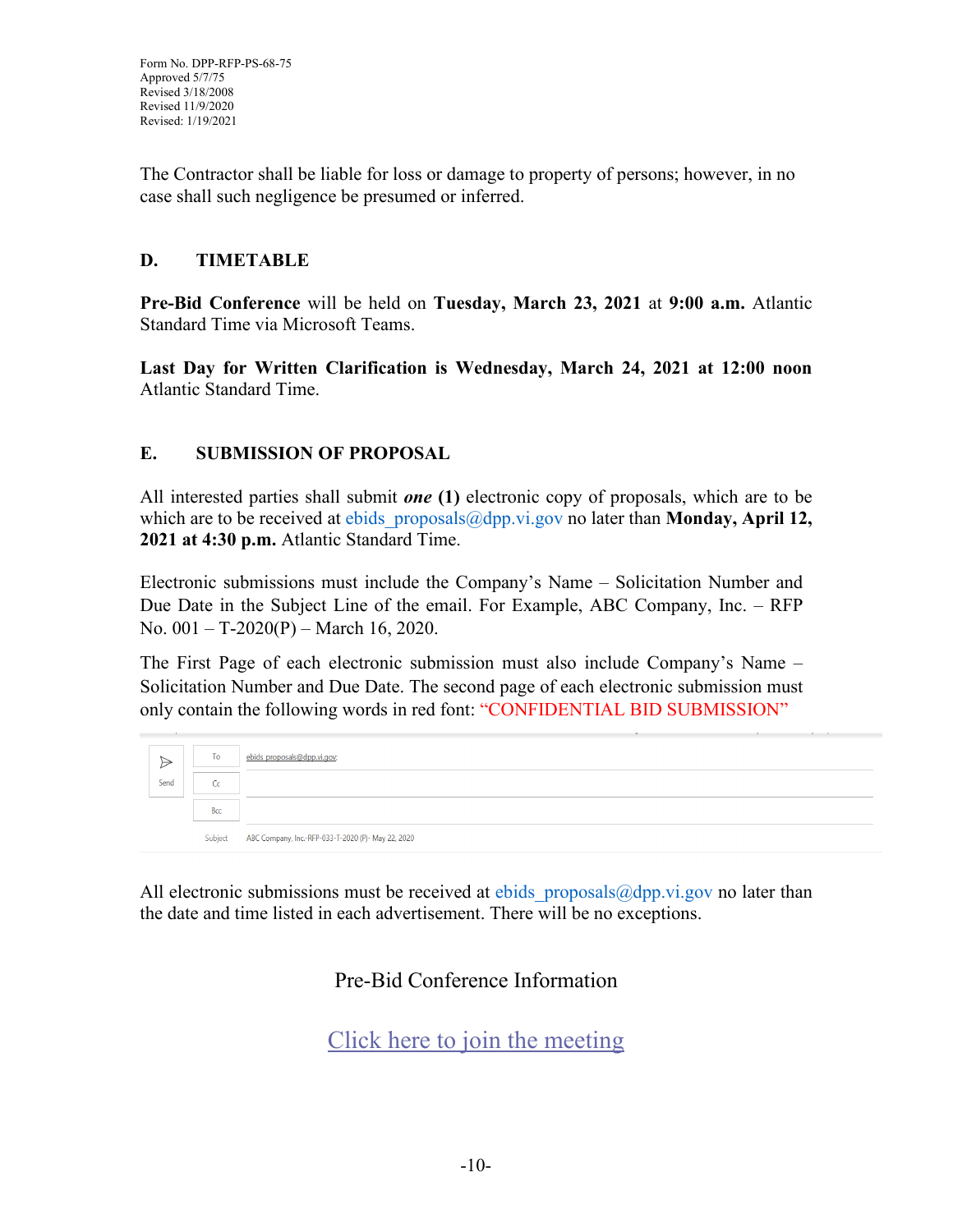Form No. DPP-RFP-PS-68-75
Approved 5/7/75
Revised 3/18/2008
Revised 11/9/2020
Revised: 1/19/2021

The Contractor shall be liable for loss or damage to property of persons; however, in no case shall such negligence be presumed or inferred.

## D. TIMETABLE

**Pre-Bid Conference** will be held on **Tuesday, March 23, 2021** at **9:00 a.m.** Atlantic Standard Time via Microsoft Teams.

**Last Day for Written Clarification is Wednesday, March 24, 2021 at 12:00 noon** Atlantic Standard Time.

## E. SUBMISSION OF PROPOSAL

All interested parties shall submit ***one*** **(1)** electronic copy of proposals, which are to be which are to be received at ebids_proposals@dpp.vi.gov no later than **Monday, April 12, 2021 at 4:30 p.m.** Atlantic Standard Time.

Electronic submissions must include the Company's Name – Solicitation Number and Due Date in the Subject Line of the email. For Example, ABC Company, Inc. – RFP No. 001 – T-2020(P) – March 16, 2020.

The First Page of each electronic submission must also include Company's Name – Solicitation Number and Due Date. The second page of each electronic submission must only contain the following words in red font: "CONFIDENTIAL BID SUBMISSION"

| | | |
|---|---|---|
| Send | To | ebids_proposals@dpp.vi.gov; |
| | Cc | |
| | Bcc | |
| | Subject | ABC Company, Inc.-RFP-033-T-2020 (P)- May 22, 2020 |

All electronic submissions must be received at ebids_proposals@dpp.vi.gov no later than the date and time listed in each advertisement. There will be no exceptions.

Pre-Bid Conference Information

Click here to join the meeting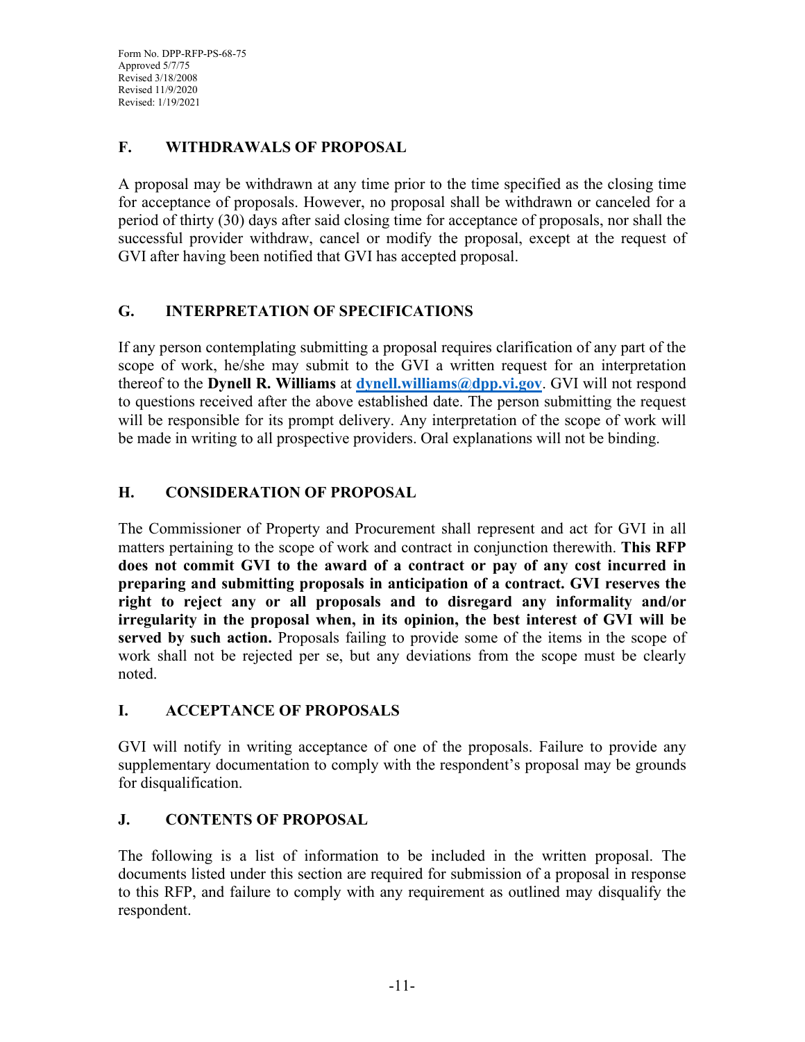Form No. DPP-RFP-PS-68-75
Approved 5/7/75
Revised 3/18/2008
Revised 11/9/2020
Revised: 1/19/2021

## F. WITHDRAWALS OF PROPOSAL

A proposal may be withdrawn at any time prior to the time specified as the closing time for acceptance of proposals. However, no proposal shall be withdrawn or canceled for a period of thirty (30) days after said closing time for acceptance of proposals, nor shall the successful provider withdraw, cancel or modify the proposal, except at the request of GVI after having been notified that GVI has accepted proposal.

## G. INTERPRETATION OF SPECIFICATIONS

If any person contemplating submitting a proposal requires clarification of any part of the scope of work, he/she may submit to the GVI a written request for an interpretation thereof to the **Dynell R. Williams** at **dynell.williams@dpp.vi.gov**. GVI will not respond to questions received after the above established date. The person submitting the request will be responsible for its prompt delivery. Any interpretation of the scope of work will be made in writing to all prospective providers. Oral explanations will not be binding.

## H. CONSIDERATION OF PROPOSAL

The Commissioner of Property and Procurement shall represent and act for GVI in all matters pertaining to the scope of work and contract in conjunction therewith. **This RFP does not commit GVI to the award of a contract or pay of any cost incurred in preparing and submitting proposals in anticipation of a contract. GVI reserves the right to reject any or all proposals and to disregard any informality and/or irregularity in the proposal when, in its opinion, the best interest of GVI will be served by such action.** Proposals failing to provide some of the items in the scope of work shall not be rejected per se, but any deviations from the scope must be clearly noted.

## I. ACCEPTANCE OF PROPOSALS

GVI will notify in writing acceptance of one of the proposals. Failure to provide any supplementary documentation to comply with the respondent's proposal may be grounds for disqualification.

## J. CONTENTS OF PROPOSAL

The following is a list of information to be included in the written proposal. The documents listed under this section are required for submission of a proposal in response to this RFP, and failure to comply with any requirement as outlined may disqualify the respondent.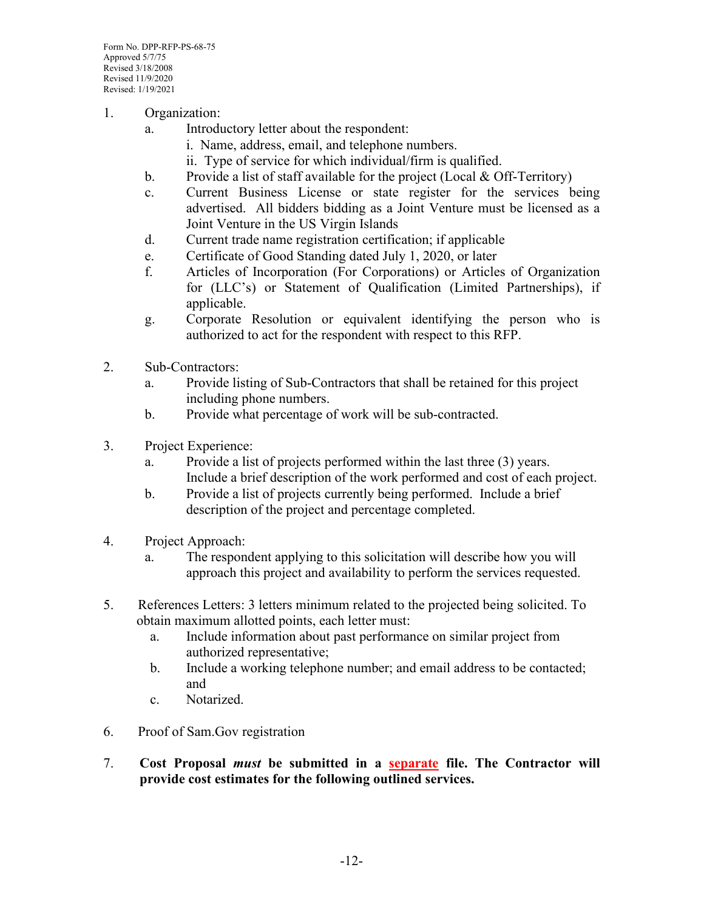Form No. DPP-RFP-PS-68-75
Approved 5/7/75
Revised 3/18/2008
Revised 11/9/2020
Revised: 1/19/2021

1. Organization:
   a. Introductory letter about the respondent:
      i. Name, address, email, and telephone numbers.
      ii. Type of service for which individual/firm is qualified.
   b. Provide a list of staff available for the project (Local & Off-Territory)
   c. Current Business License or state register for the services being advertised. All bidders bidding as a Joint Venture must be licensed as a Joint Venture in the US Virgin Islands
   d. Current trade name registration certification; if applicable
   e. Certificate of Good Standing dated July 1, 2020, or later
   f. Articles of Incorporation (For Corporations) or Articles of Organization for (LLC's) or Statement of Qualification (Limited Partnerships), if applicable.
   g. Corporate Resolution or equivalent identifying the person who is authorized to act for the respondent with respect to this RFP.

2. Sub-Contractors:
   a. Provide listing of Sub-Contractors that shall be retained for this project including phone numbers.
   b. Provide what percentage of work will be sub-contracted.

3. Project Experience:
   a. Provide a list of projects performed within the last three (3) years. Include a brief description of the work performed and cost of each project.
   b. Provide a list of projects currently being performed. Include a brief description of the project and percentage completed.

4. Project Approach:
   a. The respondent applying to this solicitation will describe how you will approach this project and availability to perform the services requested.

5. References Letters: 3 letters minimum related to the projected being solicited. To obtain maximum allotted points, each letter must:
   a. Include information about past performance on similar project from authorized representative;
   b. Include a working telephone number; and email address to be contacted; and
   c. Notarized.

6. Proof of Sam.Gov registration

7. **Cost Proposal *must* be submitted in a <u>separate</u> file. The Contractor will provide cost estimates for the following outlined services.**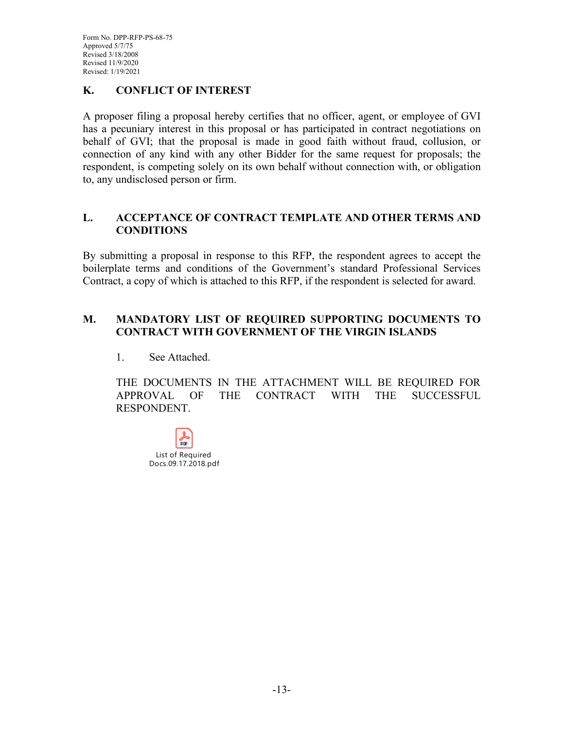Form No. DPP-RFP-PS-68-75
Approved 5/7/75
Revised 3/18/2008
Revised 11/9/2020
Revised: 1/19/2021

## K. CONFLICT OF INTEREST

A proposer filing a proposal hereby certifies that no officer, agent, or employee of GVI has a pecuniary interest in this proposal or has participated in contract negotiations on behalf of GVI; that the proposal is made in good faith without fraud, collusion, or connection of any kind with any other Bidder for the same request for proposals; the respondent, is competing solely on its own behalf without connection with, or obligation to, any undisclosed person or firm.

## L. ACCEPTANCE OF CONTRACT TEMPLATE AND OTHER TERMS AND CONDITIONS

By submitting a proposal in response to this RFP, the respondent agrees to accept the boilerplate terms and conditions of the Government's standard Professional Services Contract, a copy of which is attached to this RFP, if the respondent is selected for award.

## M. MANDATORY LIST OF REQUIRED SUPPORTING DOCUMENTS TO CONTRACT WITH GOVERNMENT OF THE VIRGIN ISLANDS

1. See Attached.

THE DOCUMENTS IN THE ATTACHMENT WILL BE REQUIRED FOR APPROVAL OF THE CONTRACT WITH THE SUCCESSFUL RESPONDENT.

List of Required Docs.09.17.2018.pdf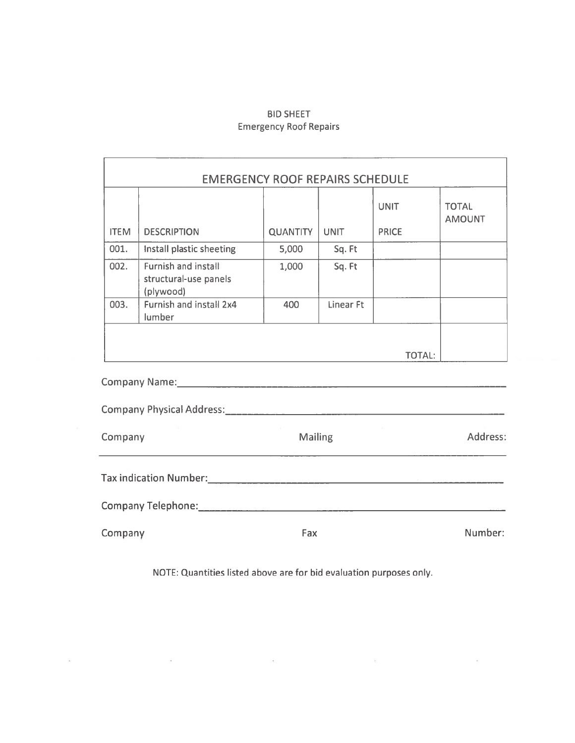BID SHEET
Emergency Roof Repairs

| EMERGENCY ROOF REPAIRS SCHEDULE | | | | | |
|---|---|---|---|---|---|
| ITEM | DESCRIPTION | QUANTITY | UNIT | UNIT PRICE | TOTAL AMOUNT |
| 001. | Install plastic sheeting | 5,000 | Sq. Ft | | |
| 002. | Furnish and install structural-use panels (plywood) | 1,000 | Sq. Ft | | |
| 003. | Furnish and install 2x4 lumber | 400 | Linear Ft | | |
| | | | | TOTAL: | |

Company Name:______________________________________________

Company Physical Address:______________________________________

Company Mailing Address:

_____________________________________________________________

Tax indication Number:________________________________________

Company Telephone:___________________________________________

Company Fax Number:

NOTE: Quantities listed above are for bid evaluation purposes only.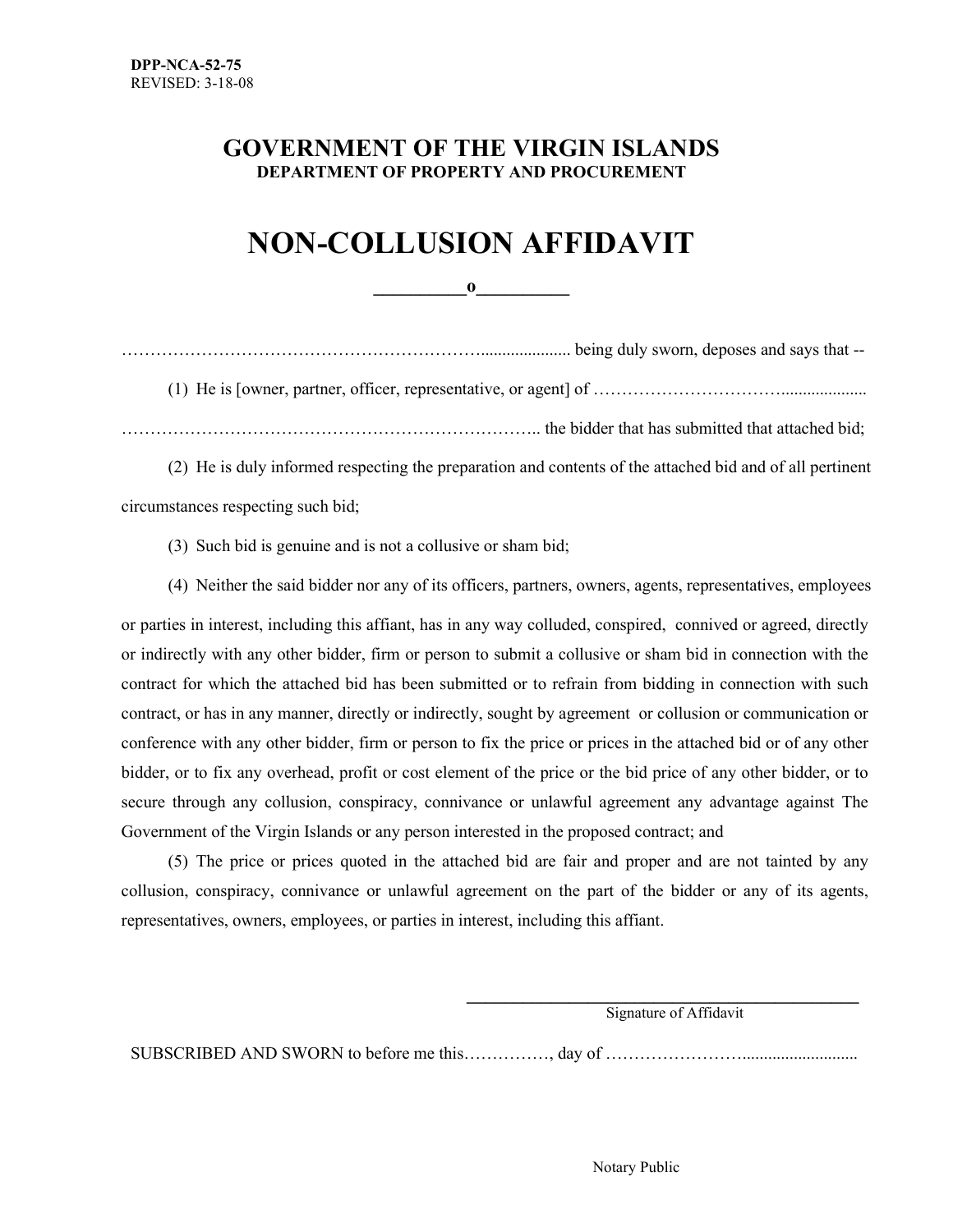**DPP-NCA-52-75**
REVISED: 3-18-08

# GOVERNMENT OF THE VIRGIN ISLANDS
## DEPARTMENT OF PROPERTY AND PROCUREMENT

# NON-COLLUSION AFFIDAVIT

__________o__________

…………………………………………………………..................... being duly sworn, deposes and says that --

(1) He is [owner, partner, officer, representative, or agent] of ……………………………....................

……………………………………………………………….. the bidder that has submitted that attached bid;

(2) He is duly informed respecting the preparation and contents of the attached bid and of all pertinent circumstances respecting such bid;

(3) Such bid is genuine and is not a collusive or sham bid;

(4) Neither the said bidder nor any of its officers, partners, owners, agents, representatives, employees or parties in interest, including this affiant, has in any way colluded, conspired, connived or agreed, directly or indirectly with any other bidder, firm or person to submit a collusive or sham bid in connection with the contract for which the attached bid has been submitted or to refrain from bidding in connection with such contract, or has in any manner, directly or indirectly, sought by agreement or collusion or communication or conference with any other bidder, firm or person to fix the price or prices in the attached bid or of any other bidder, or to fix any overhead, profit or cost element of the price or the bid price of any other bidder, or to secure through any collusion, conspiracy, connivance or unlawful agreement any advantage against The Government of the Virgin Islands or any person interested in the proposed contract; and

(5) The price or prices quoted in the attached bid are fair and proper and are not tainted by any collusion, conspiracy, connivance or unlawful agreement on the part of the bidder or any of its agents, representatives, owners, employees, or parties in interest, including this affiant.

______________________________________
Signature of Affidavit

SUBSCRIBED AND SWORN to before me this……………, day of ……………………...........................

Notary Public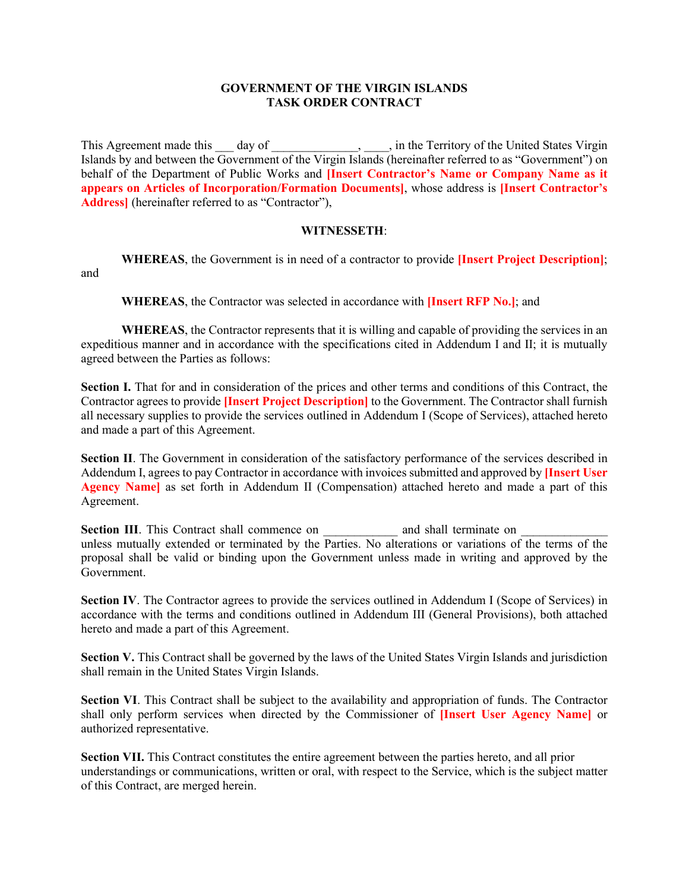**GOVERNMENT OF THE VIRGIN ISLANDS**
**TASK ORDER CONTRACT**

This Agreement made this ___ day of ______________, ____, in the Territory of the United States Virgin Islands by and between the Government of the Virgin Islands (hereinafter referred to as "Government") on behalf of the Department of Public Works and **[Insert Contractor's Name or Company Name as it appears on Articles of Incorporation/Formation Documents]**, whose address is **[Insert Contractor's Address]** (hereinafter referred to as "Contractor"),

**WITNESSETH**:

**WHEREAS**, the Government is in need of a contractor to provide **[Insert Project Description]**; and

**WHEREAS**, the Contractor was selected in accordance with **[Insert RFP No.]**; and

**WHEREAS**, the Contractor represents that it is willing and capable of providing the services in an expeditious manner and in accordance with the specifications cited in Addendum I and II; it is mutually agreed between the Parties as follows:

**Section I.** That for and in consideration of the prices and other terms and conditions of this Contract, the Contractor agrees to provide **[Insert Project Description]** to the Government. The Contractor shall furnish all necessary supplies to provide the services outlined in Addendum I (Scope of Services), attached hereto and made a part of this Agreement.

**Section II**. The Government in consideration of the satisfactory performance of the services described in Addendum I, agrees to pay Contractor in accordance with invoices submitted and approved by **[Insert User Agency Name]** as set forth in Addendum II (Compensation) attached hereto and made a part of this Agreement.

**Section III**. This Contract shall commence on ____________ and shall terminate on ______________ unless mutually extended or terminated by the Parties. No alterations or variations of the terms of the proposal shall be valid or binding upon the Government unless made in writing and approved by the Government.

**Section IV**. The Contractor agrees to provide the services outlined in Addendum I (Scope of Services) in accordance with the terms and conditions outlined in Addendum III (General Provisions), both attached hereto and made a part of this Agreement.

**Section V.** This Contract shall be governed by the laws of the United States Virgin Islands and jurisdiction shall remain in the United States Virgin Islands.

**Section VI**. This Contract shall be subject to the availability and appropriation of funds. The Contractor shall only perform services when directed by the Commissioner of **[Insert User Agency Name]** or authorized representative.

**Section VII.** This Contract constitutes the entire agreement between the parties hereto, and all prior understandings or communications, written or oral, with respect to the Service, which is the subject matter of this Contract, are merged herein.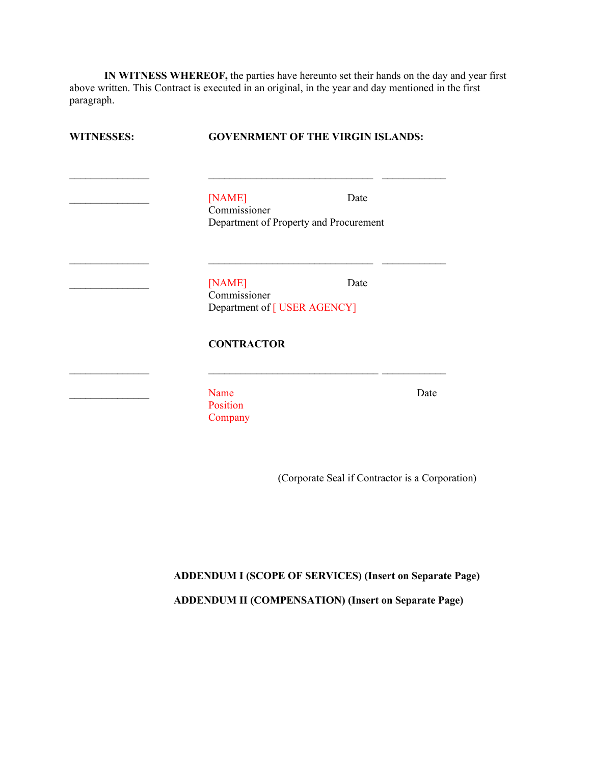**IN WITNESS WHEREOF,** the parties have hereunto set their hands on the day and year first above written. This Contract is executed in an original, in the year and day mentioned in the first paragraph.

**WITNESSES:** **GOVENRMENT OF THE VIRGIN ISLANDS:**

_______________ _______________________________ ____________

_______________ [NAME] Date
Commissioner
Department of Property and Procurement

_______________ _______________________________ ____________

_______________ [NAME] Date
Commissioner
Department of [ USER AGENCY]

**CONTRACTOR**

_______________ _______________________________ ____________

_______________ Name Date
Position
Company

(Corporate Seal if Contractor is a Corporation)

**ADDENDUM I (SCOPE OF SERVICES) (Insert on Separate Page)**

**ADDENDUM II (COMPENSATION) (Insert on Separate Page)**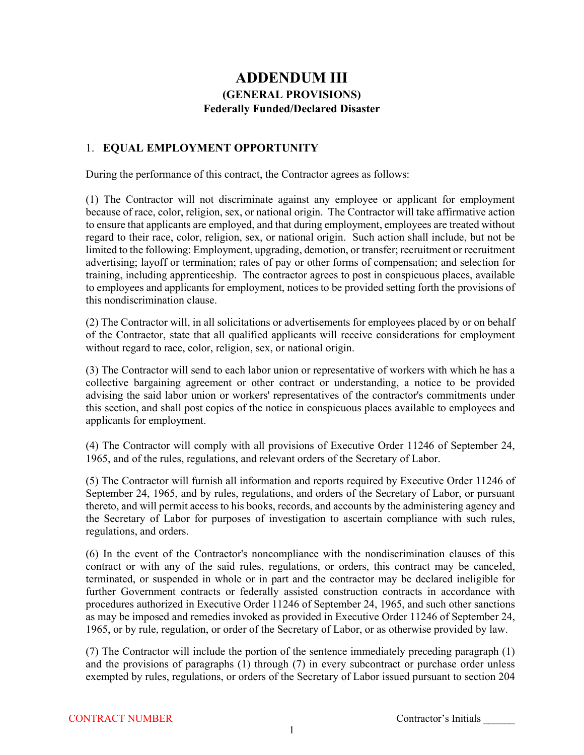# ADDENDUM III

**(GENERAL PROVISIONS)**

**Federally Funded/Declared Disaster**

## 1. EQUAL EMPLOYMENT OPPORTUNITY

During the performance of this contract, the Contractor agrees as follows:

(1) The Contractor will not discriminate against any employee or applicant for employment because of race, color, religion, sex, or national origin. The Contractor will take affirmative action to ensure that applicants are employed, and that during employment, employees are treated without regard to their race, color, religion, sex, or national origin. Such action shall include, but not be limited to the following: Employment, upgrading, demotion, or transfer; recruitment or recruitment advertising; layoff or termination; rates of pay or other forms of compensation; and selection for training, including apprenticeship. The contractor agrees to post in conspicuous places, available to employees and applicants for employment, notices to be provided setting forth the provisions of this nondiscrimination clause.

(2) The Contractor will, in all solicitations or advertisements for employees placed by or on behalf of the Contractor, state that all qualified applicants will receive considerations for employment without regard to race, color, religion, sex, or national origin.

(3) The Contractor will send to each labor union or representative of workers with which he has a collective bargaining agreement or other contract or understanding, a notice to be provided advising the said labor union or workers' representatives of the contractor's commitments under this section, and shall post copies of the notice in conspicuous places available to employees and applicants for employment.

(4) The Contractor will comply with all provisions of Executive Order 11246 of September 24, 1965, and of the rules, regulations, and relevant orders of the Secretary of Labor.

(5) The Contractor will furnish all information and reports required by Executive Order 11246 of September 24, 1965, and by rules, regulations, and orders of the Secretary of Labor, or pursuant thereto, and will permit access to his books, records, and accounts by the administering agency and the Secretary of Labor for purposes of investigation to ascertain compliance with such rules, regulations, and orders.

(6) In the event of the Contractor's noncompliance with the nondiscrimination clauses of this contract or with any of the said rules, regulations, or orders, this contract may be canceled, terminated, or suspended in whole or in part and the contractor may be declared ineligible for further Government contracts or federally assisted construction contracts in accordance with procedures authorized in Executive Order 11246 of September 24, 1965, and such other sanctions as may be imposed and remedies invoked as provided in Executive Order 11246 of September 24, 1965, or by rule, regulation, or order of the Secretary of Labor, or as otherwise provided by law.

(7) The Contractor will include the portion of the sentence immediately preceding paragraph (1) and the provisions of paragraphs (1) through (7) in every subcontract or purchase order unless exempted by rules, regulations, or orders of the Secretary of Labor issued pursuant to section 204

CONTRACT NUMBER Contractor's Initials ______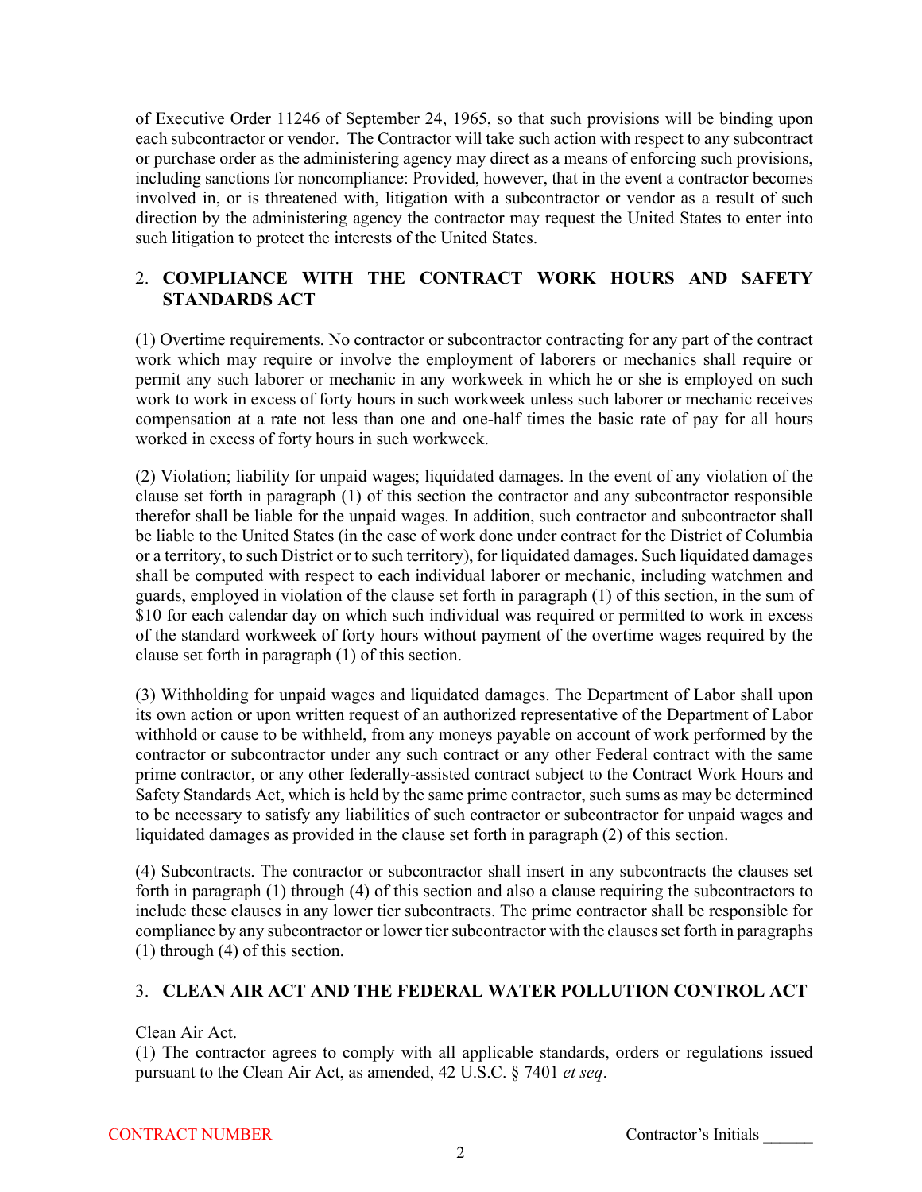of Executive Order 11246 of September 24, 1965, so that such provisions will be binding upon each subcontractor or vendor. The Contractor will take such action with respect to any subcontract or purchase order as the administering agency may direct as a means of enforcing such provisions, including sanctions for noncompliance: Provided, however, that in the event a contractor becomes involved in, or is threatened with, litigation with a subcontractor or vendor as a result of such direction by the administering agency the contractor may request the United States to enter into such litigation to protect the interests of the United States.

## 2. COMPLIANCE WITH THE CONTRACT WORK HOURS AND SAFETY STANDARDS ACT

(1) Overtime requirements. No contractor or subcontractor contracting for any part of the contract work which may require or involve the employment of laborers or mechanics shall require or permit any such laborer or mechanic in any workweek in which he or she is employed on such work to work in excess of forty hours in such workweek unless such laborer or mechanic receives compensation at a rate not less than one and one-half times the basic rate of pay for all hours worked in excess of forty hours in such workweek.

(2) Violation; liability for unpaid wages; liquidated damages. In the event of any violation of the clause set forth in paragraph (1) of this section the contractor and any subcontractor responsible therefor shall be liable for the unpaid wages. In addition, such contractor and subcontractor shall be liable to the United States (in the case of work done under contract for the District of Columbia or a territory, to such District or to such territory), for liquidated damages. Such liquidated damages shall be computed with respect to each individual laborer or mechanic, including watchmen and guards, employed in violation of the clause set forth in paragraph (1) of this section, in the sum of $10 for each calendar day on which such individual was required or permitted to work in excess of the standard workweek of forty hours without payment of the overtime wages required by the clause set forth in paragraph (1) of this section.

(3) Withholding for unpaid wages and liquidated damages. The Department of Labor shall upon its own action or upon written request of an authorized representative of the Department of Labor withhold or cause to be withheld, from any moneys payable on account of work performed by the contractor or subcontractor under any such contract or any other Federal contract with the same prime contractor, or any other federally-assisted contract subject to the Contract Work Hours and Safety Standards Act, which is held by the same prime contractor, such sums as may be determined to be necessary to satisfy any liabilities of such contractor or subcontractor for unpaid wages and liquidated damages as provided in the clause set forth in paragraph (2) of this section.

(4) Subcontracts. The contractor or subcontractor shall insert in any subcontracts the clauses set forth in paragraph (1) through (4) of this section and also a clause requiring the subcontractors to include these clauses in any lower tier subcontracts. The prime contractor shall be responsible for compliance by any subcontractor or lower tier subcontractor with the clauses set forth in paragraphs (1) through (4) of this section.

## 3. CLEAN AIR ACT AND THE FEDERAL WATER POLLUTION CONTROL ACT

Clean Air Act.

(1) The contractor agrees to comply with all applicable standards, orders or regulations issued pursuant to the Clean Air Act, as amended, 42 U.S.C. § 7401 *et seq*.

CONTRACT NUMBER

Contractor's Initials ______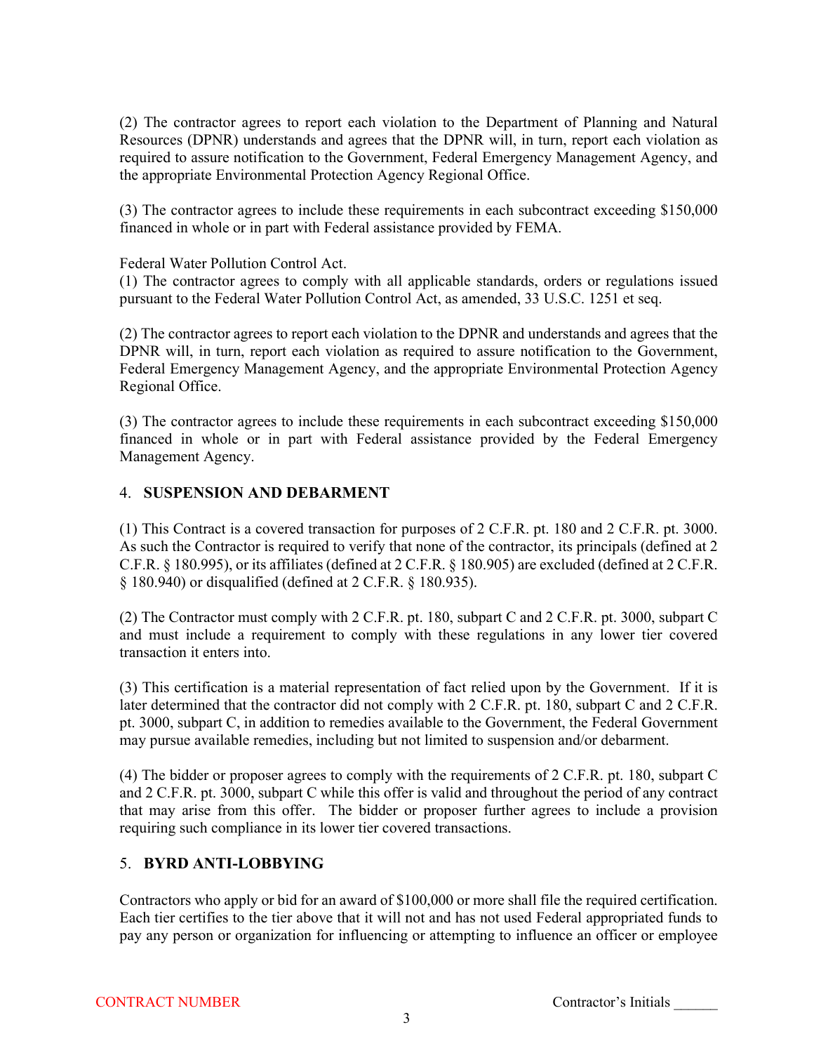(2) The contractor agrees to report each violation to the Department of Planning and Natural Resources (DPNR) understands and agrees that the DPNR will, in turn, report each violation as required to assure notification to the Government, Federal Emergency Management Agency, and the appropriate Environmental Protection Agency Regional Office.

(3) The contractor agrees to include these requirements in each subcontract exceeding $150,000 financed in whole or in part with Federal assistance provided by FEMA.

Federal Water Pollution Control Act.
(1) The contractor agrees to comply with all applicable standards, orders or regulations issued pursuant to the Federal Water Pollution Control Act, as amended, 33 U.S.C. 1251 et seq.

(2) The contractor agrees to report each violation to the DPNR and understands and agrees that the DPNR will, in turn, report each violation as required to assure notification to the Government, Federal Emergency Management Agency, and the appropriate Environmental Protection Agency Regional Office.

(3) The contractor agrees to include these requirements in each subcontract exceeding $150,000 financed in whole or in part with Federal assistance provided by the Federal Emergency Management Agency.

## 4. SUSPENSION AND DEBARMENT

(1) This Contract is a covered transaction for purposes of 2 C.F.R. pt. 180 and 2 C.F.R. pt. 3000. As such the Contractor is required to verify that none of the contractor, its principals (defined at 2 C.F.R. § 180.995), or its affiliates (defined at 2 C.F.R. § 180.905) are excluded (defined at 2 C.F.R. § 180.940) or disqualified (defined at 2 C.F.R. § 180.935).

(2) The Contractor must comply with 2 C.F.R. pt. 180, subpart C and 2 C.F.R. pt. 3000, subpart C and must include a requirement to comply with these regulations in any lower tier covered transaction it enters into.

(3) This certification is a material representation of fact relied upon by the Government. If it is later determined that the contractor did not comply with 2 C.F.R. pt. 180, subpart C and 2 C.F.R. pt. 3000, subpart C, in addition to remedies available to the Government, the Federal Government may pursue available remedies, including but not limited to suspension and/or debarment.

(4) The bidder or proposer agrees to comply with the requirements of 2 C.F.R. pt. 180, subpart C and 2 C.F.R. pt. 3000, subpart C while this offer is valid and throughout the period of any contract that may arise from this offer. The bidder or proposer further agrees to include a provision requiring such compliance in its lower tier covered transactions.

## 5. BYRD ANTI-LOBBYING

Contractors who apply or bid for an award of $100,000 or more shall file the required certification. Each tier certifies to the tier above that it will not and has not used Federal appropriated funds to pay any person or organization for influencing or attempting to influence an officer or employee

CONTRACT NUMBER Contractor's Initials ______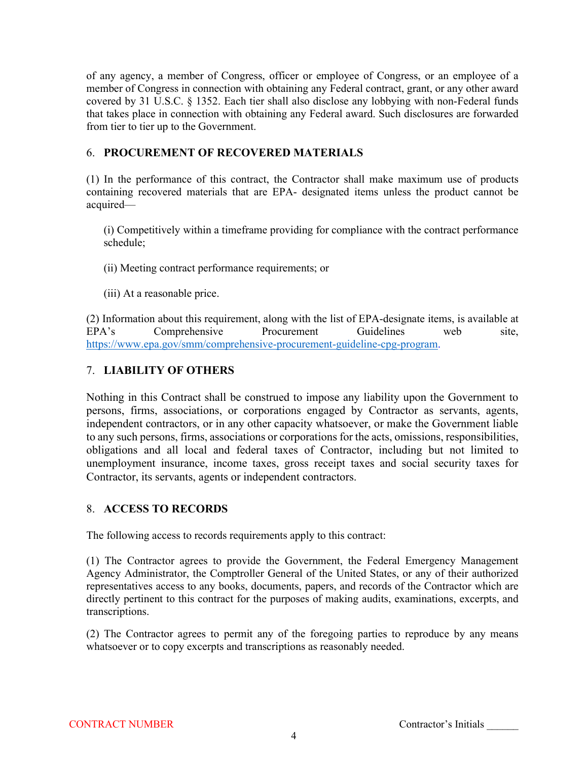of any agency, a member of Congress, officer or employee of Congress, or an employee of a member of Congress in connection with obtaining any Federal contract, grant, or any other award covered by 31 U.S.C. § 1352. Each tier shall also disclose any lobbying with non-Federal funds that takes place in connection with obtaining any Federal award. Such disclosures are forwarded from tier to tier up to the Government.

## 6. PROCUREMENT OF RECOVERED MATERIALS

(1) In the performance of this contract, the Contractor shall make maximum use of products containing recovered materials that are EPA- designated items unless the product cannot be acquired—

(i) Competitively within a timeframe providing for compliance with the contract performance schedule;

(ii) Meeting contract performance requirements; or

(iii) At a reasonable price.

(2) Information about this requirement, along with the list of EPA-designate items, is available at EPA's Comprehensive Procurement Guidelines web site, https://www.epa.gov/smm/comprehensive-procurement-guideline-cpg-program.

## 7. LIABILITY OF OTHERS

Nothing in this Contract shall be construed to impose any liability upon the Government to persons, firms, associations, or corporations engaged by Contractor as servants, agents, independent contractors, or in any other capacity whatsoever, or make the Government liable to any such persons, firms, associations or corporations for the acts, omissions, responsibilities, obligations and all local and federal taxes of Contractor, including but not limited to unemployment insurance, income taxes, gross receipt taxes and social security taxes for Contractor, its servants, agents or independent contractors.

## 8. ACCESS TO RECORDS

The following access to records requirements apply to this contract:

(1) The Contractor agrees to provide the Government, the Federal Emergency Management Agency Administrator, the Comptroller General of the United States, or any of their authorized representatives access to any books, documents, papers, and records of the Contractor which are directly pertinent to this contract for the purposes of making audits, examinations, excerpts, and transcriptions.

(2) The Contractor agrees to permit any of the foregoing parties to reproduce by any means whatsoever or to copy excerpts and transcriptions as reasonably needed.

CONTRACT NUMBER Contractor's Initials ______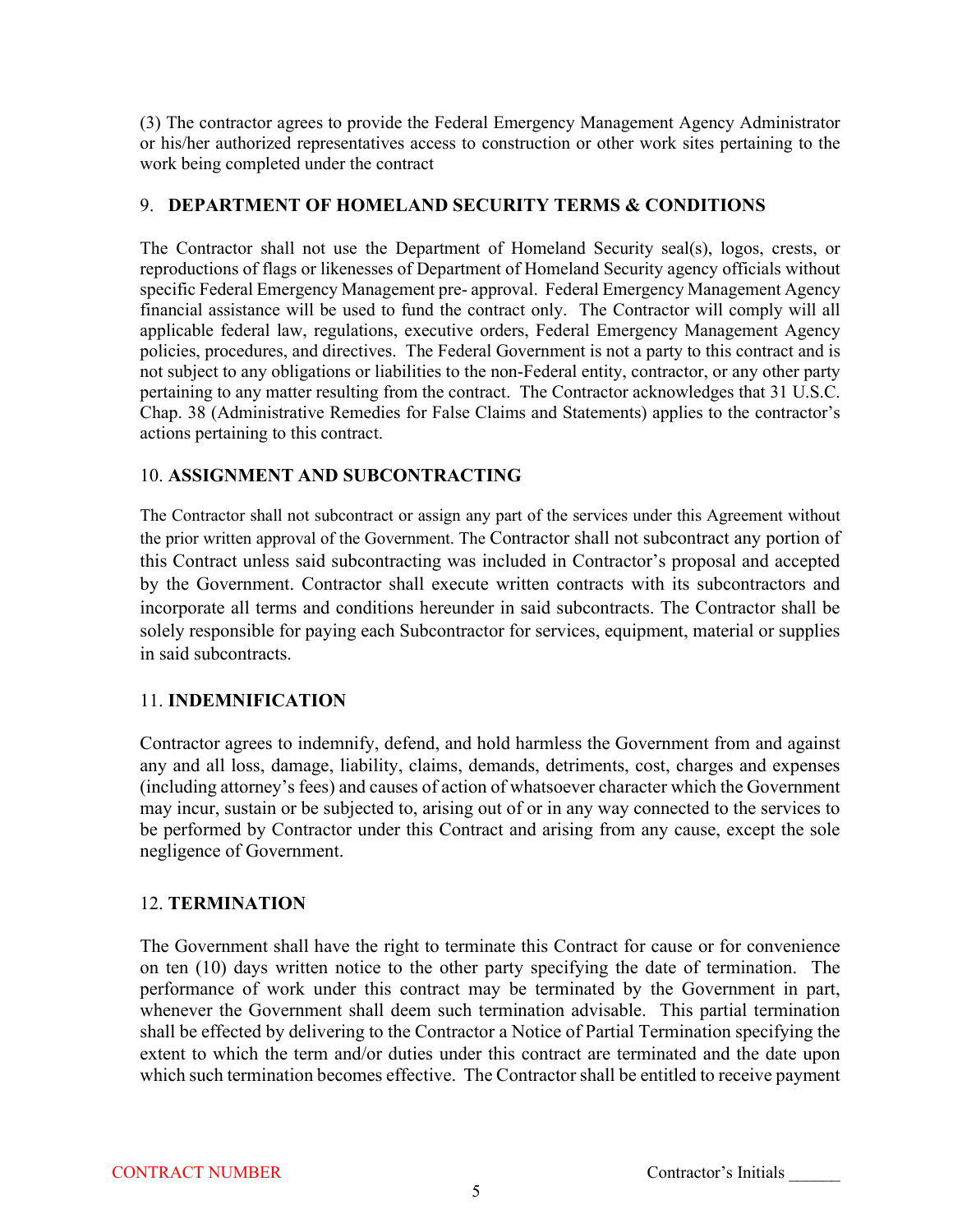(3) The contractor agrees to provide the Federal Emergency Management Agency Administrator or his/her authorized representatives access to construction or other work sites pertaining to the work being completed under the contract

## 9. DEPARTMENT OF HOMELAND SECURITY TERMS & CONDITIONS

The Contractor shall not use the Department of Homeland Security seal(s), logos, crests, or reproductions of flags or likenesses of Department of Homeland Security agency officials without specific Federal Emergency Management pre- approval. Federal Emergency Management Agency financial assistance will be used to fund the contract only. The Contractor will comply will all applicable federal law, regulations, executive orders, Federal Emergency Management Agency policies, procedures, and directives. The Federal Government is not a party to this contract and is not subject to any obligations or liabilities to the non-Federal entity, contractor, or any other party pertaining to any matter resulting from the contract. The Contractor acknowledges that 31 U.S.C. Chap. 38 (Administrative Remedies for False Claims and Statements) applies to the contractor's actions pertaining to this contract.

## 10. ASSIGNMENT AND SUBCONTRACTING

The Contractor shall not subcontract or assign any part of the services under this Agreement without the prior written approval of the Government. The Contractor shall not subcontract any portion of this Contract unless said subcontracting was included in Contractor's proposal and accepted by the Government. Contractor shall execute written contracts with its subcontractors and incorporate all terms and conditions hereunder in said subcontracts. The Contractor shall be solely responsible for paying each Subcontractor for services, equipment, material or supplies in said subcontracts.

## 11. INDEMNIFICATION

Contractor agrees to indemnify, defend, and hold harmless the Government from and against any and all loss, damage, liability, claims, demands, detriments, cost, charges and expenses (including attorney's fees) and causes of action of whatsoever character which the Government may incur, sustain or be subjected to, arising out of or in any way connected to the services to be performed by Contractor under this Contract and arising from any cause, except the sole negligence of Government.

## 12. TERMINATION

The Government shall have the right to terminate this Contract for cause or for convenience on ten (10) days written notice to the other party specifying the date of termination. The performance of work under this contract may be terminated by the Government in part, whenever the Government shall deem such termination advisable. This partial termination shall be effected by delivering to the Contractor a Notice of Partial Termination specifying the extent to which the term and/or duties under this contract are terminated and the date upon which such termination becomes effective. The Contractor shall be entitled to receive payment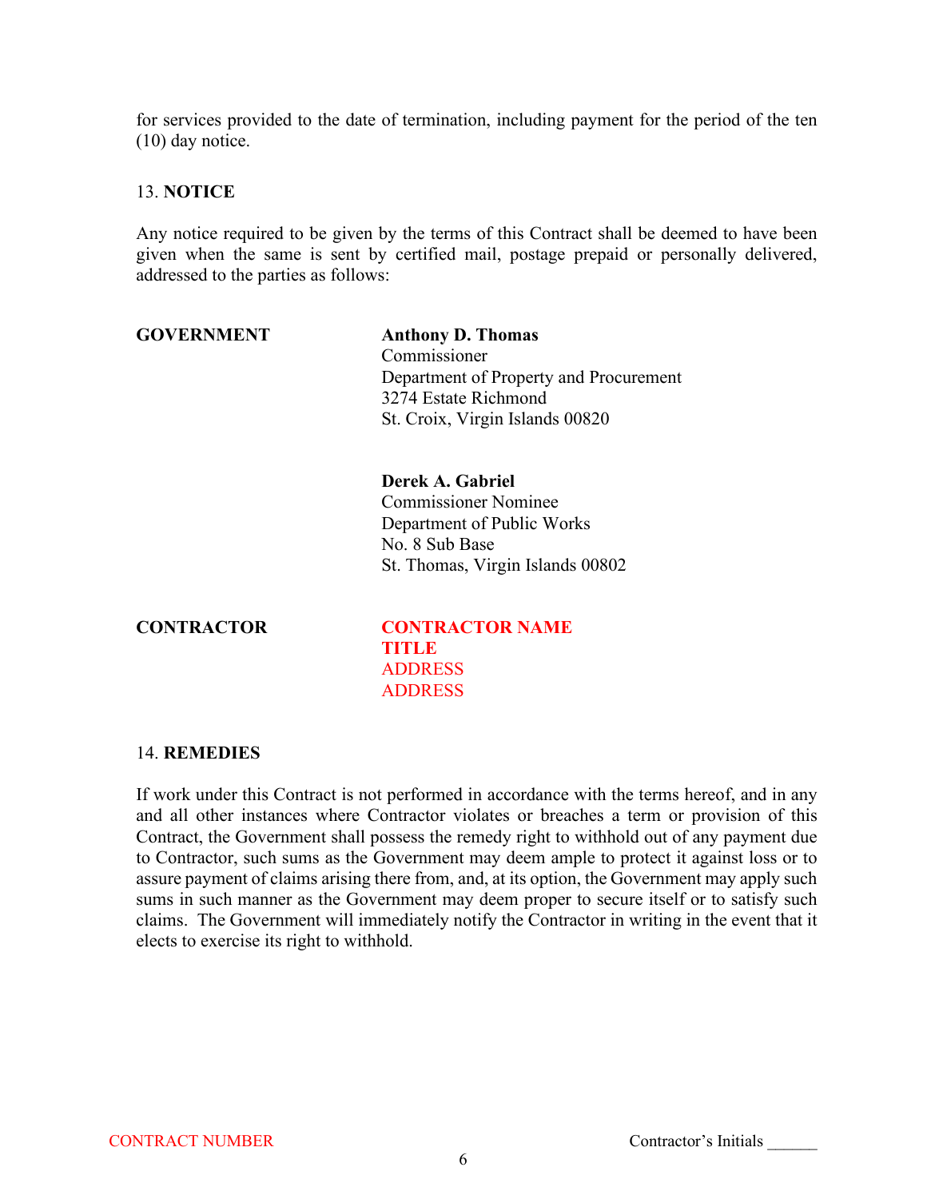for services provided to the date of termination, including payment for the period of the ten (10) day notice.

## 13. **NOTICE**

Any notice required to be given by the terms of this Contract shall be deemed to have been given when the same is sent by certified mail, postage prepaid or personally delivered, addressed to the parties as follows:

**GOVERNMENT**

**Anthony D. Thomas**
Commissioner
Department of Property and Procurement
3274 Estate Richmond
St. Croix, Virgin Islands 00820

**Derek A. Gabriel**
Commissioner Nominee
Department of Public Works
No. 8 Sub Base
St. Thomas, Virgin Islands 00802

**CONTRACTOR**

**CONTRACTOR NAME**
**TITLE**
ADDRESS
ADDRESS

## 14. **REMEDIES**

If work under this Contract is not performed in accordance with the terms hereof, and in any and all other instances where Contractor violates or breaches a term or provision of this Contract, the Government shall possess the remedy right to withhold out of any payment due to Contractor, such sums as the Government may deem ample to protect it against loss or to assure payment of claims arising there from, and, at its option, the Government may apply such sums in such manner as the Government may deem proper to secure itself or to satisfy such claims. The Government will immediately notify the Contractor in writing in the event that it elects to exercise its right to withhold.

CONTRACT NUMBER

Contractor's Initials ______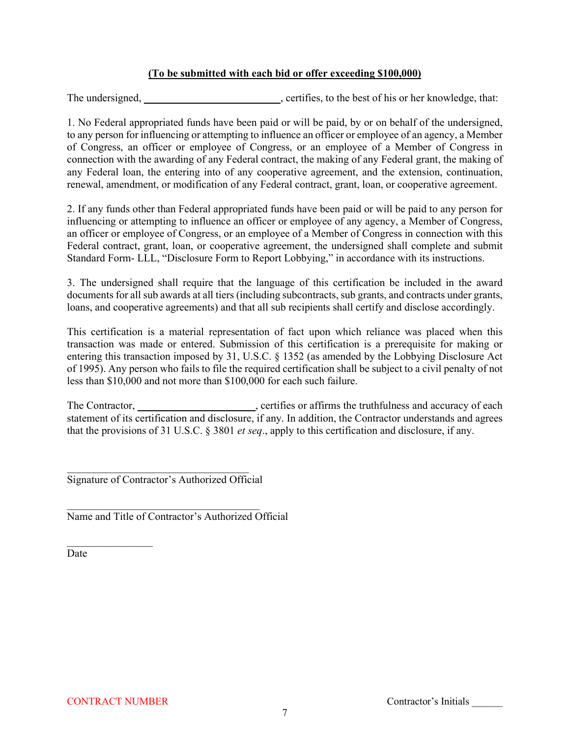**(To be submitted with each bid or offer exceeding $100,000)**

The undersigned, \_\_\_\_\_\_\_\_\_\_\_\_\_\_\_\_\_\_\_\_\_\_\_\_\_\_, certifies, to the best of his or her knowledge, that:

1. No Federal appropriated funds have been paid or will be paid, by or on behalf of the undersigned, to any person for influencing or attempting to influence an officer or employee of an agency, a Member of Congress, an officer or employee of Congress, or an employee of a Member of Congress in connection with the awarding of any Federal contract, the making of any Federal grant, the making of any Federal loan, the entering into of any cooperative agreement, and the extension, continuation, renewal, amendment, or modification of any Federal contract, grant, loan, or cooperative agreement.

2. If any funds other than Federal appropriated funds have been paid or will be paid to any person for influencing or attempting to influence an officer or employee of any agency, a Member of Congress, an officer or employee of Congress, or an employee of a Member of Congress in connection with this Federal contract, grant, loan, or cooperative agreement, the undersigned shall complete and submit Standard Form- LLL, "Disclosure Form to Report Lobbying," in accordance with its instructions.

3. The undersigned shall require that the language of this certification be included in the award documents for all sub awards at all tiers (including subcontracts, sub grants, and contracts under grants, loans, and cooperative agreements) and that all sub recipients shall certify and disclose accordingly.

This certification is a material representation of fact upon which reliance was placed when this transaction was made or entered. Submission of this certification is a prerequisite for making or entering this transaction imposed by 31, U.S.C. § 1352 (as amended by the Lobbying Disclosure Act of 1995). Any person who fails to file the required certification shall be subject to a civil penalty of not less than $10,000 and not more than $100,000 for each such failure.

The Contractor, \_\_\_\_\_\_\_\_\_\_\_\_\_\_\_\_\_\_\_\_\_\_, certifies or affirms the truthfulness and accuracy of each statement of its certification and disclosure, if any. In addition, the Contractor understands and agrees that the provisions of 31 U.S.C. § 3801 *et seq*., apply to this certification and disclosure, if any.

\_\_\_\_\_\_\_\_\_\_\_\_\_\_\_\_\_\_\_\_\_\_\_\_\_\_\_\_\_\_\_\_\_\_\_\_
Signature of Contractor's Authorized Official

\_\_\_\_\_\_\_\_\_\_\_\_\_\_\_\_\_\_\_\_\_\_\_\_\_\_\_\_\_\_\_\_\_\_\_\_\_\_
Name and Title of Contractor's Authorized Official

\_\_\_\_\_\_\_\_\_\_\_\_\_\_\_\_
Date

CONTRACT NUMBER

Contractor's Initials \_\_\_\_\_\_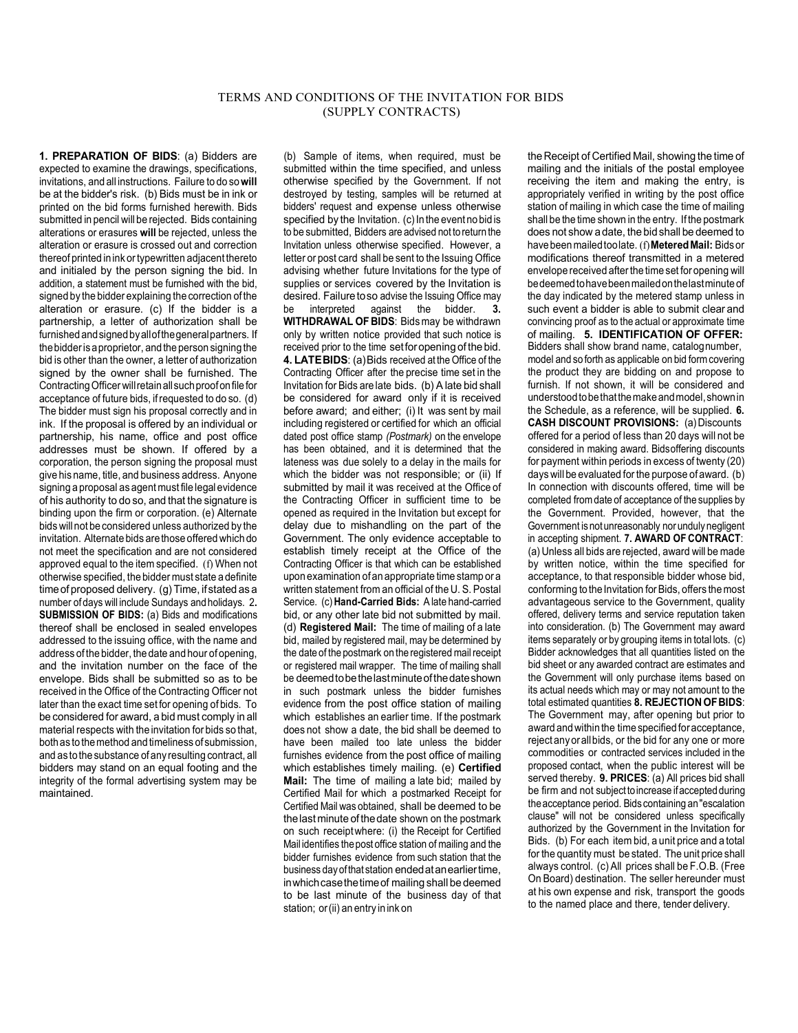# TERMS AND CONDITIONS OF THE INVITATION FOR BIDS (SUPPLY CONTRACTS)

**1. PREPARATION OF BIDS**: (a) Bidders are expected to examine the drawings, specifications, invitations, and all instructions. Failure to do so **will** be at the bidder's risk. (b) Bids must be in ink or printed on the bid forms furnished herewith. Bids submitted in pencil will be rejected. Bids containing alterations or erasures **will** be rejected, unless the alteration or erasure is crossed out and correction thereof printed in ink or typewritten adjacent thereto and initialed by the person signing the bid. In addition, a statement must be furnished with the bid, signed by the bidder explaining the correction of the alteration or erasure. (c) If the bidder is a partnership, a letter of authorization shall be furnished and signed by all of the general partners. If the bidder is a proprietor, and the person signing the bid is other than the owner, a letter of authorization signed by the owner shall be furnished. The Contracting Officer will retain all such proof on file for acceptance of future bids, if requested to do so. (d) The bidder must sign his proposal correctly and in ink. If the proposal is offered by an individual or partnership, his name, office and post office addresses must be shown. If offered by a corporation, the person signing the proposal must give his name, title, and business address. Anyone signing a proposal as agent must file legal evidence of his authority to do so, and that the signature is binding upon the firm or corporation. (e) Alternate bids will not be considered unless authorized by the invitation. Alternate bids are those offered which do not meet the specification and are not considered approved equal to the item specified. (f) When not otherwise specified, the bidder must state a definite time of proposed delivery. (g) Time, if stated as a number of days will include Sundays and holidays. **2. SUBMISSION OF BIDS:** (a) Bids and modifications thereof shall be enclosed in sealed envelopes addressed to the issuing office, with the name and address of the bidder, the date and hour of opening, and the invitation number on the face of the envelope. Bids shall be submitted so as to be received in the Office of the Contracting Officer not later than the exact time set for opening of bids. To be considered for award, a bid must comply in all material respects with the invitation for bids so that, both as to the method and timeliness of submission, and as to the substance of any resulting contract, all bidders may stand on an equal footing and the integrity of the formal advertising system may be maintained.

(b) Sample of items, when required, must be submitted within the time specified, and unless otherwise specified by the Government. If not destroyed by testing, samples will be returned at bidders' request and expense unless otherwise specified by the Invitation. (c) In the event no bid is to be submitted, Bidders are advised not to return the Invitation unless otherwise specified. However, a letter or post card shall be sent to the Issuing Office advising whether future Invitations for the type of supplies or services covered by the Invitation is desired. Failure to so advise the Issuing Office may be interpreted against the bidder. **3. WITHDRAWAL OF BIDS**: Bids may be withdrawn only by written notice provided that such notice is received prior to the time set for opening of the bid. **4. LATE BIDS**: (a) Bids received at the Office of the Contracting Officer after the precise time set in the Invitation for Bids are late bids. (b) A late bid shall be considered for award only if it is received before award; and either; (i) It was sent by mail including registered or certified for which an official dated post office stamp *(Postmark)* on the envelope has been obtained, and it is determined that the lateness was due solely to a delay in the mails for which the bidder was not responsible; or (ii) If submitted by mail it was received at the Office of the Contracting Officer in sufficient time to be opened as required in the Invitation but except for delay due to mishandling on the part of the Government. The only evidence acceptable to establish timely receipt at the Office of the Contracting Officer is that which can be established upon examination of an appropriate time stamp or a written statement from an official of the U. S. Postal Service. (c) **Hand-Carried Bids:** A late hand-carried bid, or any other late bid not submitted by mail. (d) **Registered Mail:** The time of mailing of a late bid, mailed by registered mail, may be determined by the date of the postmark on the registered mail receipt or registered mail wrapper. The time of mailing shall be deemed to be the last minute of the date shown in such postmark unless the bidder furnishes evidence from the post office station of mailing which establishes an earlier time. If the postmark does not show a date, the bid shall be deemed to have been mailed too late unless the bidder furnishes evidence from the post office of mailing which establishes timely mailing. (e) **Certified Mail:** The time of mailing a late bid; mailed by Certified Mail for which a postmarked Receipt for Certified Mail was obtained, shall be deemed to be the last minute of the date shown on the postmark on such receipt where: (i) the Receipt for Certified Mail identifies the post office station of mailing and the bidder furnishes evidence from such station that the business day of that station ended at an earlier time, in which case the time of mailing shall be deemed to be last minute of the business day of that station; or (ii) an entry in ink on the Receipt of Certified Mail, showing the time of mailing and the initials of the postal employee receiving the item and making the entry, is appropriately verified in writing by the post office station of mailing in which case the time of mailing shall be the time shown in the entry. If the postmark does not show a date, the bid shall be deemed to have been mailed too late. (f) **Metered Mail:** Bids or modifications thereof transmitted in a metered envelope received after the time set for opening will be deemed to have been mailed on the last minute of the day indicated by the metered stamp unless in such event a bidder is able to submit clear and convincing proof as to the actual or approximate time of mailing. **5. IDENTIFICATION OF OFFER:** Bidders shall show brand name, catalog number, model and so forth as applicable on bid form covering the product they are bidding on and propose to furnish. If not shown, it will be considered and understood to be that the make and model, shown in the Schedule, as a reference, will be supplied. **6. CASH DISCOUNT PROVISIONS:** (a) Discounts offered for a period of less than 20 days will not be considered in making award. Bids offering discounts for payment within periods in excess of twenty (20) days will be evaluated for the purpose of award. (b) In connection with discounts offered, time will be completed from date of acceptance of the supplies by the Government. Provided, however, that the Government is not unreasonably nor unduly negligent in accepting shipment. **7. AWARD OF CONTRACT**: (a) Unless all bids are rejected, award will be made by written notice, within the time specified for acceptance, to that responsible bidder whose bid, conforming to the Invitation for Bids, offers the most advantageous service to the Government, quality offered, delivery terms and service reputation taken into consideration. (b) The Government may award items separately or by grouping items in total lots. (c) Bidder acknowledges that all quantities listed on the bid sheet or any awarded contract are estimates and the Government will only purchase items based on its actual needs which may or may not amount to the total estimated quantities **8. REJECTION OF BIDS**: The Government may, after opening but prior to award and within the time specified for acceptance, reject any or all bids, or the bid for any one or more commodities or contracted services included in the proposed contact, when the public interest will be served thereby. **9. PRICES**: (a) All prices bid shall be firm and not subject to increase if accepted during the acceptance period. Bids containing an "escalation clause" will not be considered unless specifically authorized by the Government in the Invitation for Bids. (b) For each item bid, a unit price and a total for the quantity must be stated. The unit price shall always control. (c) All prices shall be F.O.B. (Free On Board) destination. The seller hereunder must at his own expense and risk, transport the goods to the named place and there, tender delivery.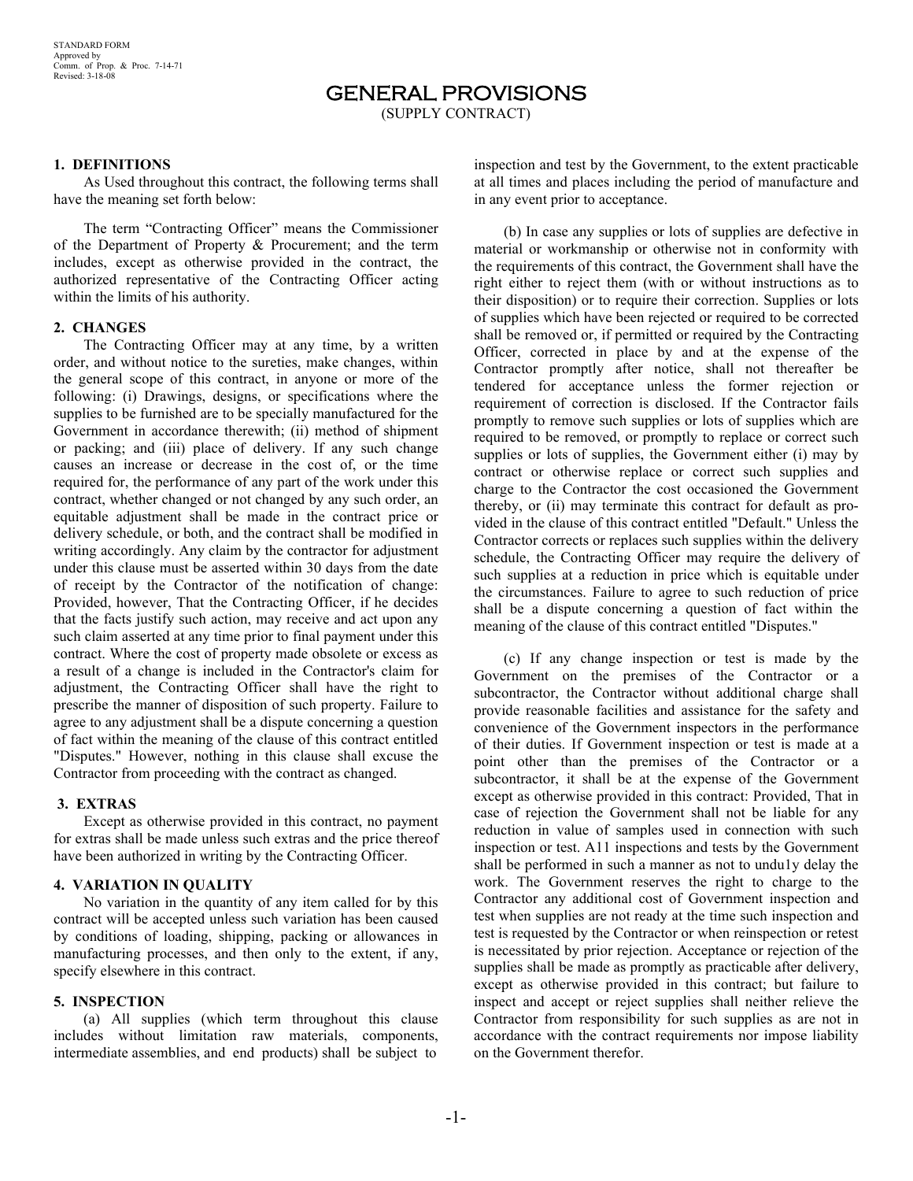STANDARD FORM
Approved by
Comm. of Prop. & Proc. 7-14-71
Revised: 3-18-08

# GENERAL PROVISIONS

(SUPPLY CONTRACT)

### 1. DEFINITIONS

As Used throughout this contract, the following terms shall have the meaning set forth below:

The term "Contracting Officer" means the Commissioner of the Department of Property & Procurement; and the term includes, except as otherwise provided in the contract, the authorized representative of the Contracting Officer acting within the limits of his authority.

### 2. CHANGES

The Contracting Officer may at any time, by a written order, and without notice to the sureties, make changes, within the general scope of this contract, in anyone or more of the following: (i) Drawings, designs, or specifications where the supplies to be furnished are to be specially manufactured for the Government in accordance therewith; (ii) method of shipment or packing; and (iii) place of delivery. If any such change causes an increase or decrease in the cost of, or the time required for, the performance of any part of the work under this contract, whether changed or not changed by any such order, an equitable adjustment shall be made in the contract price or delivery schedule, or both, and the contract shall be modified in writing accordingly. Any claim by the contractor for adjustment under this clause must be asserted within 30 days from the date of receipt by the Contractor of the notification of change: Provided, however, That the Contracting Officer, if he decides that the facts justify such action, may receive and act upon any such claim asserted at any time prior to final payment under this contract. Where the cost of property made obsolete or excess as a result of a change is included in the Contractor's claim for adjustment, the Contracting Officer shall have the right to prescribe the manner of disposition of such property. Failure to agree to any adjustment shall be a dispute concerning a question of fact within the meaning of the clause of this contract entitled "Disputes." However, nothing in this clause shall excuse the Contractor from proceeding with the contract as changed.

### 3. EXTRAS

Except as otherwise provided in this contract, no payment for extras shall be made unless such extras and the price thereof have been authorized in writing by the Contracting Officer.

### 4. VARIATION IN QUALITY

No variation in the quantity of any item called for by this contract will be accepted unless such variation has been caused by conditions of loading, shipping, packing or allowances in manufacturing processes, and then only to the extent, if any, specify elsewhere in this contract.

### 5. INSPECTION

(a) All supplies (which term throughout this clause includes without limitation raw materials, components, intermediate assemblies, and end products) shall be subject to inspection and test by the Government, to the extent practicable at all times and places including the period of manufacture and in any event prior to acceptance.

(b) In case any supplies or lots of supplies are defective in material or workmanship or otherwise not in conformity with the requirements of this contract, the Government shall have the right either to reject them (with or without instructions as to their disposition) or to require their correction. Supplies or lots of supplies which have been rejected or required to be corrected shall be removed or, if permitted or required by the Contracting Officer, corrected in place by and at the expense of the Contractor promptly after notice, shall not thereafter be tendered for acceptance unless the former rejection or requirement of correction is disclosed. If the Contractor fails promptly to remove such supplies or lots of supplies which are required to be removed, or promptly to replace or correct such supplies or lots of supplies, the Government either (i) may by contract or otherwise replace or correct such supplies and charge to the Contractor the cost occasioned the Government thereby, or (ii) may terminate this contract for default as provided in the clause of this contract entitled "Default." Unless the Contractor corrects or replaces such supplies within the delivery schedule, the Contracting Officer may require the delivery of such supplies at a reduction in price which is equitable under the circumstances. Failure to agree to such reduction of price shall be a dispute concerning a question of fact within the meaning of the clause of this contract entitled "Disputes."

(c) If any change inspection or test is made by the Government on the premises of the Contractor or a subcontractor, the Contractor without additional charge shall provide reasonable facilities and assistance for the safety and convenience of the Government inspectors in the performance of their duties. If Government inspection or test is made at a point other than the premises of the Contractor or a subcontractor, it shall be at the expense of the Government except as otherwise provided in this contract: Provided, That in case of rejection the Government shall not be liable for any reduction in value of samples used in connection with such inspection or test. A11 inspections and tests by the Government shall be performed in such a manner as not to undu1y delay the work. The Government reserves the right to charge to the Contractor any additional cost of Government inspection and test when supplies are not ready at the time such inspection and test is requested by the Contractor or when reinspection or retest is necessitated by prior rejection. Acceptance or rejection of the supplies shall be made as promptly as practicable after delivery, except as otherwise provided in this contract; but failure to inspect and accept or reject supplies shall neither relieve the Contractor from responsibility for such supplies as are not in accordance with the contract requirements nor impose liability on the Government therefor.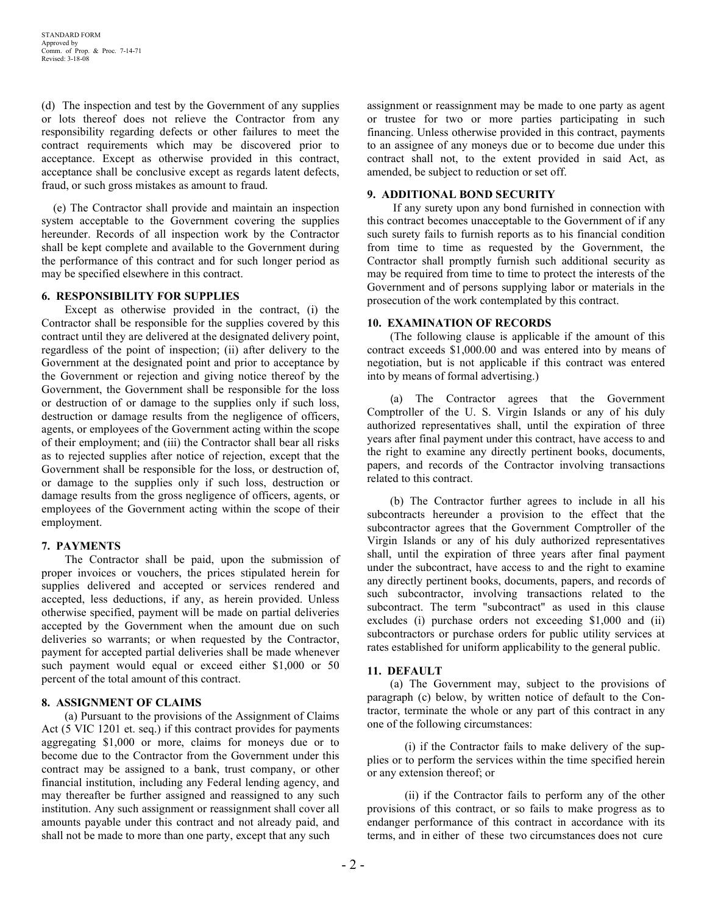(d) The inspection and test by the Government of any supplies or lots thereof does not relieve the Contractor from any responsibility regarding defects or other failures to meet the contract requirements which may be discovered prior to acceptance. Except as otherwise provided in this contract, acceptance shall be conclusive except as regards latent defects, fraud, or such gross mistakes as amount to fraud.

(e) The Contractor shall provide and maintain an inspection system acceptable to the Government covering the supplies hereunder. Records of all inspection work by the Contractor shall be kept complete and available to the Government during the performance of this contract and for such longer period as may be specified elsewhere in this contract.

### 6. RESPONSIBILITY FOR SUPPLIES

Except as otherwise provided in the contract, (i) the Contractor shall be responsible for the supplies covered by this contract until they are delivered at the designated delivery point, regardless of the point of inspection; (ii) after delivery to the Government at the designated point and prior to acceptance by the Government or rejection and giving notice thereof by the Government, the Government shall be responsible for the loss or destruction of or damage to the supplies only if such loss, destruction or damage results from the negligence of officers, agents, or employees of the Government acting within the scope of their employment; and (iii) the Contractor shall bear all risks as to rejected supplies after notice of rejection, except that the Government shall be responsible for the loss, or destruction of, or damage to the supplies only if such loss, destruction or damage results from the gross negligence of officers, agents, or employees of the Government acting within the scope of their employment.

### 7. PAYMENTS

The Contractor shall be paid, upon the submission of proper invoices or vouchers, the prices stipulated herein for supplies delivered and accepted or services rendered and accepted, less deductions, if any, as herein provided. Unless otherwise specified, payment will be made on partial deliveries accepted by the Government when the amount due on such deliveries so warrants; or when requested by the Contractor, payment for accepted partial deliveries shall be made whenever such payment would equal or exceed either $1,000 or 50 percent of the total amount of this contract.

### 8. ASSIGNMENT OF CLAIMS

(a) Pursuant to the provisions of the Assignment of Claims Act (5 VIC 1201 et. seq.) if this contract provides for payments aggregating $1,000 or more, claims for moneys due or to become due to the Contractor from the Government under this contract may be assigned to a bank, trust company, or other financial institution, including any Federal lending agency, and may thereafter be further assigned and reassigned to any such institution. Any such assignment or reassignment shall cover all amounts payable under this contract and not already paid, and shall not be made to more than one party, except that any such assignment or reassignment may be made to one party as agent or trustee for two or more parties participating in such financing. Unless otherwise provided in this contract, payments to an assignee of any moneys due or to become due under this contract shall not, to the extent provided in said Act, as amended, be subject to reduction or set off.

### 9. ADDITIONAL BOND SECURITY

If any surety upon any bond furnished in connection with this contract becomes unacceptable to the Government of if any such surety fails to furnish reports as to his financial condition from time to time as requested by the Government, the Contractor shall promptly furnish such additional security as may be required from time to time to protect the interests of the Government and of persons supplying labor or materials in the prosecution of the work contemplated by this contract.

### 10. EXAMINATION OF RECORDS

(The following clause is applicable if the amount of this contract exceeds $1,000.00 and was entered into by means of negotiation, but is not applicable if this contract was entered into by means of formal advertising.)

(a) The Contractor agrees that the Government Comptroller of the U. S. Virgin Islands or any of his duly authorized representatives shall, until the expiration of three years after final payment under this contract, have access to and the right to examine any directly pertinent books, documents, papers, and records of the Contractor involving transactions related to this contract.

(b) The Contractor further agrees to include in all his subcontracts hereunder a provision to the effect that the subcontractor agrees that the Government Comptroller of the Virgin Islands or any of his duly authorized representatives shall, until the expiration of three years after final payment under the subcontract, have access to and the right to examine any directly pertinent books, documents, papers, and records of such subcontractor, involving transactions related to the subcontract. The term "subcontract" as used in this clause excludes (i) purchase orders not exceeding $1,000 and (ii) subcontractors or purchase orders for public utility services at rates established for uniform applicability to the general public.

### 11. DEFAULT

(a) The Government may, subject to the provisions of paragraph (c) below, by written notice of default to the Contractor, terminate the whole or any part of this contract in any one of the following circumstances:

(i) if the Contractor fails to make delivery of the supplies or to perform the services within the time specified herein or any extension thereof; or

(ii) if the Contractor fails to perform any of the other provisions of this contract, or so fails to make progress as to endanger performance of this contract in accordance with its terms, and in either of these two circumstances does not cure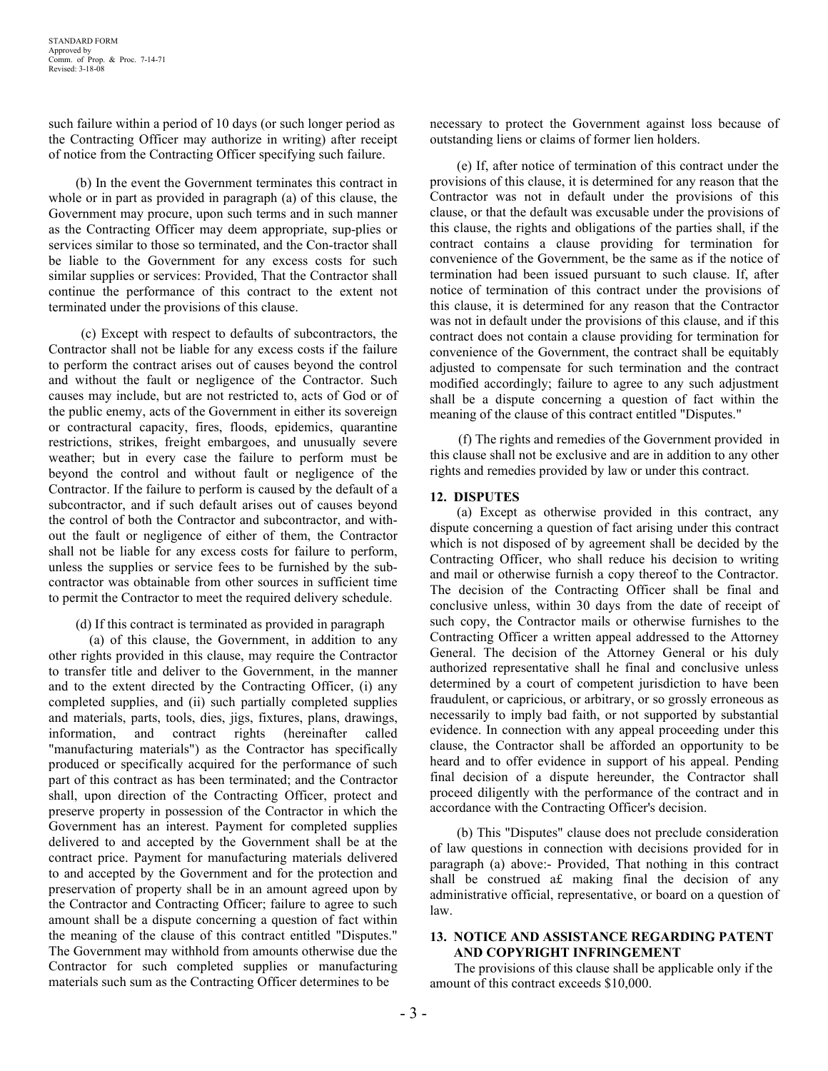such failure within a period of 10 days (or such longer period as the Contracting Officer may authorize in writing) after receipt of notice from the Contracting Officer specifying such failure.

(b) In the event the Government terminates this contract in whole or in part as provided in paragraph (a) of this clause, the Government may procure, upon such terms and in such manner as the Contracting Officer may deem appropriate, sup-plies or services similar to those so terminated, and the Con-tractor shall be liable to the Government for any excess costs for such similar supplies or services: Provided, That the Contractor shall continue the performance of this contract to the extent not terminated under the provisions of this clause.

(c) Except with respect to defaults of subcontractors, the Contractor shall not be liable for any excess costs if the failure to perform the contract arises out of causes beyond the control and without the fault or negligence of the Contractor. Such causes may include, but are not restricted to, acts of God or of the public enemy, acts of the Government in either its sovereign or contractual capacity, fires, floods, epidemics, quarantine restrictions, strikes, freight embargoes, and unusually severe weather; but in every case the failure to perform must be beyond the control and without fault or negligence of the Contractor. If the failure to perform is caused by the default of a subcontractor, and if such default arises out of causes beyond the control of both the Contractor and subcontractor, and with-out the fault or negligence of either of them, the Contractor shall not be liable for any excess costs for failure to perform, unless the supplies or service fees to be furnished by the sub-contractor was obtainable from other sources in sufficient time to permit the Contractor to meet the required delivery schedule.

(d) If this contract is terminated as provided in paragraph (a) of this clause, the Government, in addition to any other rights provided in this clause, may require the Contractor to transfer title and deliver to the Government, in the manner and to the extent directed by the Contracting Officer, (i) any completed supplies, and (ii) such partially completed supplies and materials, parts, tools, dies, jigs, fixtures, plans, drawings, information, and contract rights (hereinafter called "manufacturing materials") as the Contractor has specifically produced or specifically acquired for the performance of such part of this contract as has been terminated; and the Contractor shall, upon direction of the Contracting Officer, protect and preserve property in possession of the Contractor in which the Government has an interest. Payment for completed supplies delivered to and accepted by the Government shall be at the contract price. Payment for manufacturing materials delivered to and accepted by the Government and for the protection and preservation of property shall be in an amount agreed upon by the Contractor and Contracting Officer; failure to agree to such amount shall be a dispute concerning a question of fact within the meaning of the clause of this contract entitled "Disputes." The Government may withhold from amounts otherwise due the Contractor for such completed supplies or manufacturing materials such sum as the Contracting Officer determines to be necessary to protect the Government against loss because of outstanding liens or claims of former lien holders.

(e) If, after notice of termination of this contract under the provisions of this clause, it is determined for any reason that the Contractor was not in default under the provisions of this clause, or that the default was excusable under the provisions of this clause, the rights and obligations of the parties shall, if the contract contains a clause providing for termination for convenience of the Government, be the same as if the notice of termination had been issued pursuant to such clause. If, after notice of termination of this contract under the provisions of this clause, it is determined for any reason that the Contractor was not in default under the provisions of this clause, and if this contract does not contain a clause providing for termination for convenience of the Government, the contract shall be equitably adjusted to compensate for such termination and the contract modified accordingly; failure to agree to any such adjustment shall be a dispute concerning a question of fact within the meaning of the clause of this contract entitled "Disputes."

(f) The rights and remedies of the Government provided in this clause shall not be exclusive and are in addition to any other rights and remedies provided by law or under this contract.

**12. DISPUTES**

(a) Except as otherwise provided in this contract, any dispute concerning a question of fact arising under this contract which is not disposed of by agreement shall be decided by the Contracting Officer, who shall reduce his decision to writing and mail or otherwise furnish a copy thereof to the Contractor. The decision of the Contracting Officer shall be final and conclusive unless, within 30 days from the date of receipt of such copy, the Contractor mails or otherwise furnishes to the Contracting Officer a written appeal addressed to the Attorney General. The decision of the Attorney General or his duly authorized representative shall he final and conclusive unless determined by a court of competent jurisdiction to have been fraudulent, or capricious, or arbitrary, or so grossly erroneous as necessarily to imply bad faith, or not supported by substantial evidence. In connection with any appeal proceeding under this clause, the Contractor shall be afforded an opportunity to be heard and to offer evidence in support of his appeal. Pending final decision of a dispute hereunder, the Contractor shall proceed diligently with the performance of the contract and in accordance with the Contracting Officer's decision.

(b) This "Disputes" clause does not preclude consideration of law questions in connection with decisions provided for in paragraph (a) above:- Provided, That nothing in this contract shall be construed a£ making final the decision of any administrative official, representative, or board on a question of law.

**13. NOTICE AND ASSISTANCE REGARDING PATENT AND COPYRIGHT INFRINGEMENT**

The provisions of this clause shall be applicable only if the amount of this contract exceeds $10,000.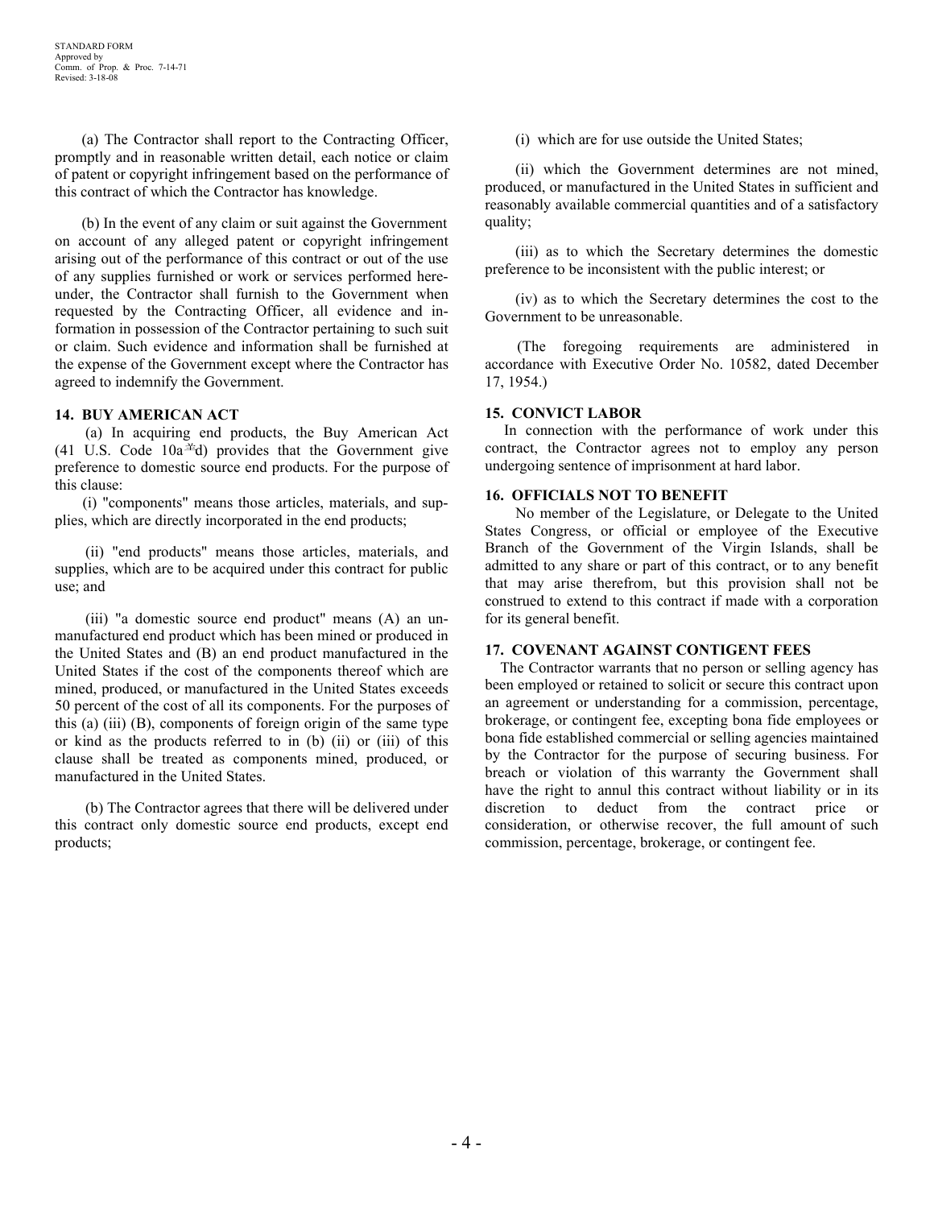STANDARD FORM
Approved by
Comm. of Prop. & Proc. 7-14-71
Revised: 3-18-08

(a) The Contractor shall report to the Contracting Officer, promptly and in reasonable written detail, each notice or claim of patent or copyright infringement based on the performance of this contract of which the Contractor has knowledge.

(b) In the event of any claim or suit against the Government on account of any alleged patent or copyright infringement arising out of the performance of this contract or out of the use of any supplies furnished or work or services performed hereunder, the Contractor shall furnish to the Government when requested by the Contracting Officer, all evidence and information in possession of the Contractor pertaining to such suit or claim. Such evidence and information shall be furnished at the expense of the Government except where the Contractor has agreed to indemnify the Government.

### 14. BUY AMERICAN ACT

(a) In acquiring end products, the Buy American Act (41 U.S. Code 10a¥d) provides that the Government give preference to domestic source end products. For the purpose of this clause:

(i) "components" means those articles, materials, and supplies, which are directly incorporated in the end products;

(ii) "end products" means those articles, materials, and supplies, which are to be acquired under this contract for public use; and

(iii) "a domestic source end product" means (A) an unmanufactured end product which has been mined or produced in the United States and (B) an end product manufactured in the United States if the cost of the components thereof which are mined, produced, or manufactured in the United States exceeds 50 percent of the cost of all its components. For the purposes of this (a) (iii) (B), components of foreign origin of the same type or kind as the products referred to in (b) (ii) or (iii) of this clause shall be treated as components mined, produced, or manufactured in the United States.

(b) The Contractor agrees that there will be delivered under this contract only domestic source end products, except end products;

(i) which are for use outside the United States;

(ii) which the Government determines are not mined, produced, or manufactured in the United States in sufficient and reasonably available commercial quantities and of a satisfactory quality;

(iii) as to which the Secretary determines the domestic preference to be inconsistent with the public interest; or

(iv) as to which the Secretary determines the cost to the Government to be unreasonable.

(The foregoing requirements are administered in accordance with Executive Order No. 10582, dated December 17, 1954.)

### 15. CONVICT LABOR

In connection with the performance of work under this contract, the Contractor agrees not to employ any person undergoing sentence of imprisonment at hard labor.

### 16. OFFICIALS NOT TO BENEFIT

No member of the Legislature, or Delegate to the United States Congress, or official or employee of the Executive Branch of the Government of the Virgin Islands, shall be admitted to any share or part of this contract, or to any benefit that may arise therefrom, but this provision shall not be construed to extend to this contract if made with a corporation for its general benefit.

### 17. COVENANT AGAINST CONTIGENT FEES

The Contractor warrants that no person or selling agency has been employed or retained to solicit or secure this contract upon an agreement or understanding for a commission, percentage, brokerage, or contingent fee, excepting bona fide employees or bona fide established commercial or selling agencies maintained by the Contractor for the purpose of securing business. For breach or violation of this warranty the Government shall have the right to annul this contract without liability or in its discretion to deduct from the contract price or consideration, or otherwise recover, the full amount of such commission, percentage, brokerage, or contingent fee.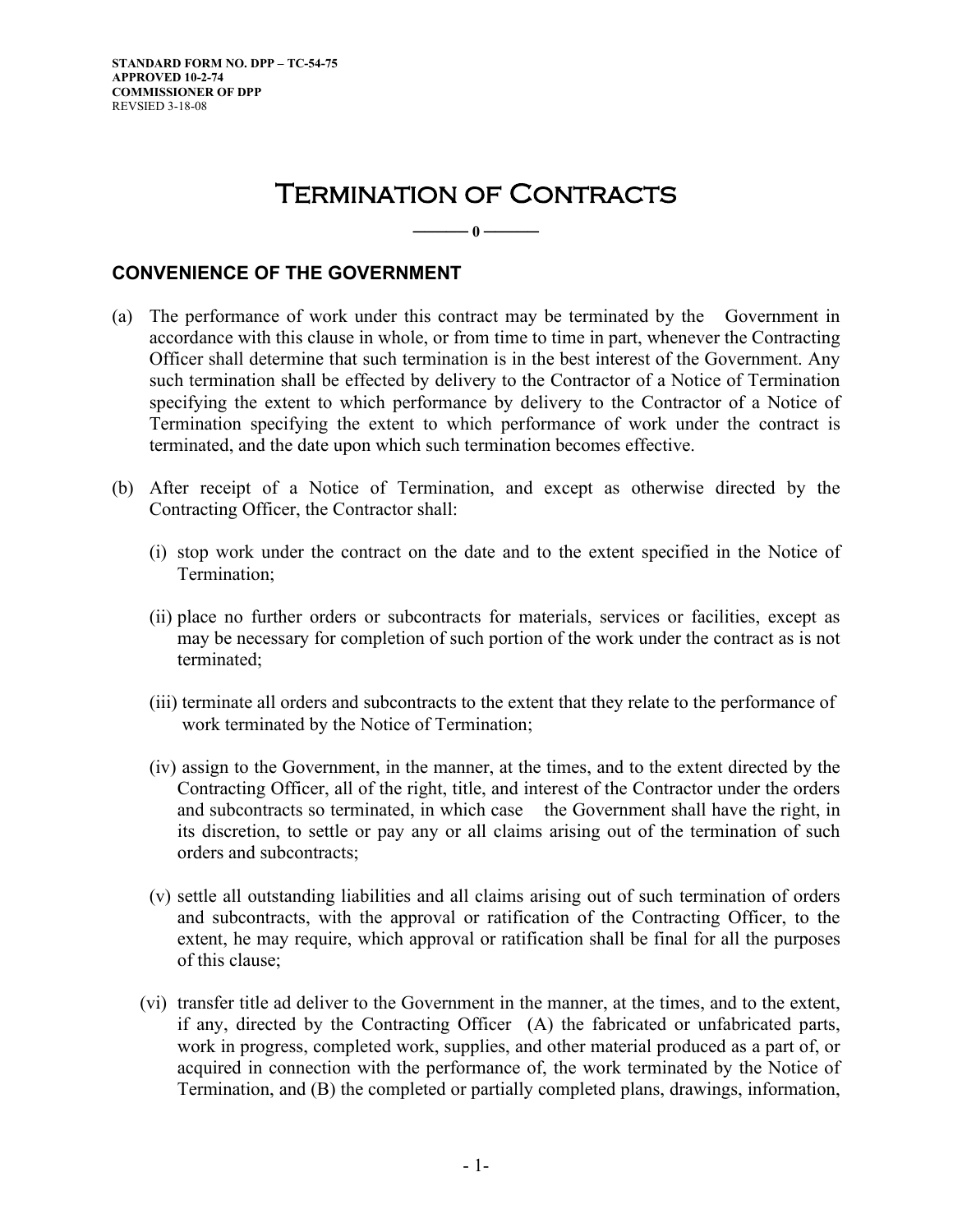STANDARD FORM NO. DPP – TC-54-75
APPROVED 10-2-74
COMMISSIONER OF DPP
REVSIED 3-18-08

# Termination of Contracts

——— 0 ———

## CONVENIENCE OF THE GOVERNMENT

(a) The performance of work under this contract may be terminated by the Government in accordance with this clause in whole, or from time to time in part, whenever the Contracting Officer shall determine that such termination is in the best interest of the Government. Any such termination shall be effected by delivery to the Contractor of a Notice of Termination specifying the extent to which performance by delivery to the Contractor of a Notice of Termination specifying the extent to which performance of work under the contract is terminated, and the date upon which such termination becomes effective.

(b) After receipt of a Notice of Termination, and except as otherwise directed by the Contracting Officer, the Contractor shall:

(i) stop work under the contract on the date and to the extent specified in the Notice of Termination;

(ii) place no further orders or subcontracts for materials, services or facilities, except as may be necessary for completion of such portion of the work under the contract as is not terminated;

(iii) terminate all orders and subcontracts to the extent that they relate to the performance of work terminated by the Notice of Termination;

(iv) assign to the Government, in the manner, at the times, and to the extent directed by the Contracting Officer, all of the right, title, and interest of the Contractor under the orders and subcontracts so terminated, in which case the Government shall have the right, in its discretion, to settle or pay any or all claims arising out of the termination of such orders and subcontracts;

(v) settle all outstanding liabilities and all claims arising out of such termination of orders and subcontracts, with the approval or ratification of the Contracting Officer, to the extent, he may require, which approval or ratification shall be final for all the purposes of this clause;

(vi) transfer title ad deliver to the Government in the manner, at the times, and to the extent, if any, directed by the Contracting Officer (A) the fabricated or unfabricated parts, work in progress, completed work, supplies, and other material produced as a part of, or acquired in connection with the performance of, the work terminated by the Notice of Termination, and (B) the completed or partially completed plans, drawings, information,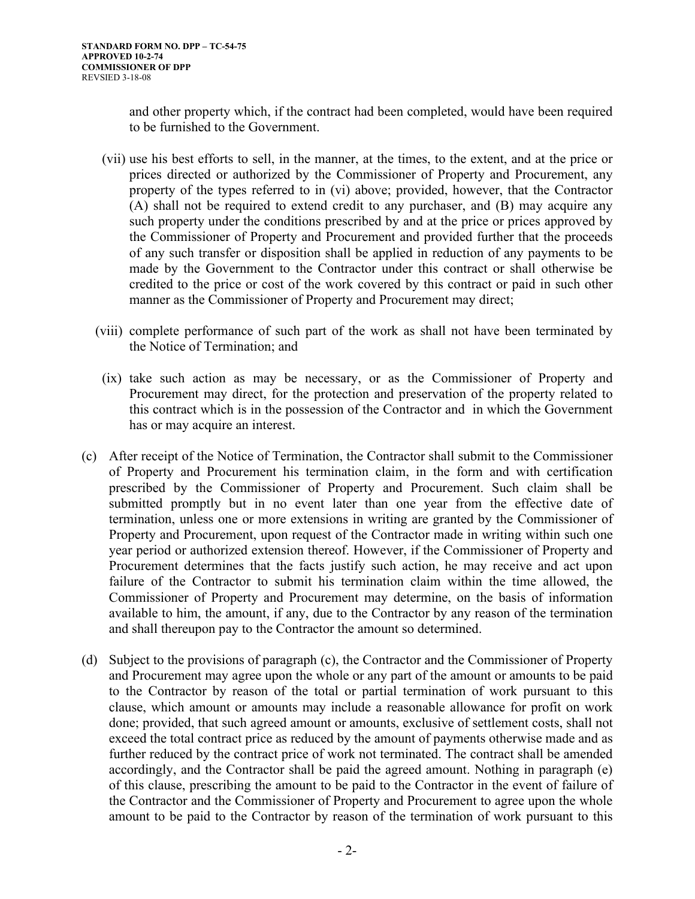and other property which, if the contract had been completed, would have been required to be furnished to the Government.

(vii) use his best efforts to sell, in the manner, at the times, to the extent, and at the price or prices directed or authorized by the Commissioner of Property and Procurement, any property of the types referred to in (vi) above; provided, however, that the Contractor (A) shall not be required to extend credit to any purchaser, and (B) may acquire any such property under the conditions prescribed by and at the price or prices approved by the Commissioner of Property and Procurement and provided further that the proceeds of any such transfer or disposition shall be applied in reduction of any payments to be made by the Government to the Contractor under this contract or shall otherwise be credited to the price or cost of the work covered by this contract or paid in such other manner as the Commissioner of Property and Procurement may direct;

(viii) complete performance of such part of the work as shall not have been terminated by the Notice of Termination; and

(ix) take such action as may be necessary, or as the Commissioner of Property and Procurement may direct, for the protection and preservation of the property related to this contract which is in the possession of the Contractor and in which the Government has or may acquire an interest.

(c) After receipt of the Notice of Termination, the Contractor shall submit to the Commissioner of Property and Procurement his termination claim, in the form and with certification prescribed by the Commissioner of Property and Procurement. Such claim shall be submitted promptly but in no event later than one year from the effective date of termination, unless one or more extensions in writing are granted by the Commissioner of Property and Procurement, upon request of the Contractor made in writing within such one year period or authorized extension thereof. However, if the Commissioner of Property and Procurement determines that the facts justify such action, he may receive and act upon failure of the Contractor to submit his termination claim within the time allowed, the Commissioner of Property and Procurement may determine, on the basis of information available to him, the amount, if any, due to the Contractor by any reason of the termination and shall thereupon pay to the Contractor the amount so determined.

(d) Subject to the provisions of paragraph (c), the Contractor and the Commissioner of Property and Procurement may agree upon the whole or any part of the amount or amounts to be paid to the Contractor by reason of the total or partial termination of work pursuant to this clause, which amount or amounts may include a reasonable allowance for profit on work done; provided, that such agreed amount or amounts, exclusive of settlement costs, shall not exceed the total contract price as reduced by the amount of payments otherwise made and as further reduced by the contract price of work not terminated. The contract shall be amended accordingly, and the Contractor shall be paid the agreed amount. Nothing in paragraph (e) of this clause, prescribing the amount to be paid to the Contractor in the event of failure of the Contractor and the Commissioner of Property and Procurement to agree upon the whole amount to be paid to the Contractor by reason of the termination of work pursuant to this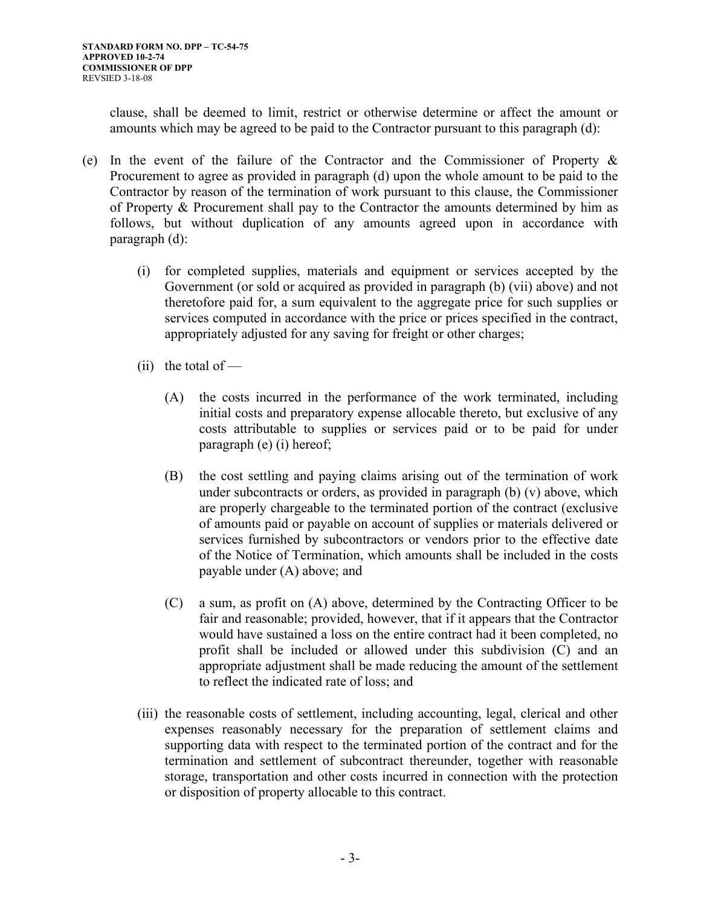clause, shall be deemed to limit, restrict or otherwise determine or affect the amount or amounts which may be agreed to be paid to the Contractor pursuant to this paragraph (d):

(e) In the event of the failure of the Contractor and the Commissioner of Property & Procurement to agree as provided in paragraph (d) upon the whole amount to be paid to the Contractor by reason of the termination of work pursuant to this clause, the Commissioner of Property & Procurement shall pay to the Contractor the amounts determined by him as follows, but without duplication of any amounts agreed upon in accordance with paragraph (d):

  (i) for completed supplies, materials and equipment or services accepted by the Government (or sold or acquired as provided in paragraph (b) (vii) above) and not theretofore paid for, a sum equivalent to the aggregate price for such supplies or services computed in accordance with the price or prices specified in the contract, appropriately adjusted for any saving for freight or other charges;

  (ii) the total of —

    (A) the costs incurred in the performance of the work terminated, including initial costs and preparatory expense allocable thereto, but exclusive of any costs attributable to supplies or services paid or to be paid for under paragraph (e) (i) hereof;

    (B) the cost settling and paying claims arising out of the termination of work under subcontracts or orders, as provided in paragraph (b) (v) above, which are properly chargeable to the terminated portion of the contract (exclusive of amounts paid or payable on account of supplies or materials delivered or services furnished by subcontractors or vendors prior to the effective date of the Notice of Termination, which amounts shall be included in the costs payable under (A) above; and

    (C) a sum, as profit on (A) above, determined by the Contracting Officer to be fair and reasonable; provided, however, that if it appears that the Contractor would have sustained a loss on the entire contract had it been completed, no profit shall be included or allowed under this subdivision (C) and an appropriate adjustment shall be made reducing the amount of the settlement to reflect the indicated rate of loss; and

  (iii) the reasonable costs of settlement, including accounting, legal, clerical and other expenses reasonably necessary for the preparation of settlement claims and supporting data with respect to the terminated portion of the contract and for the termination and settlement of subcontract thereunder, together with reasonable storage, transportation and other costs incurred in connection with the protection or disposition of property allocable to this contract.